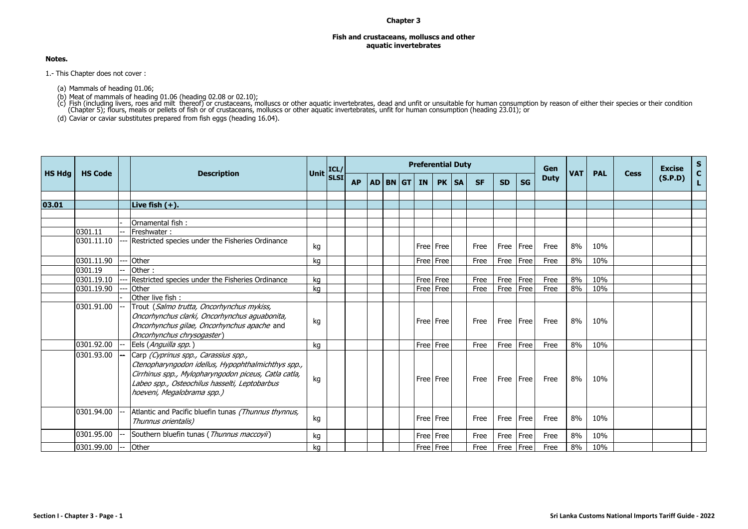# Chapter 3

## Fish and crustaceans, molluscs and other aquatic invertebrates

**Notes.**

1.- This Chapter does not cover :

(a) Mammals of heading 01.06;

(b) Meat of mammals of heading 01.06 (heading 02.08 or 02.10);

(c) Fish (including livers, roes and milt thereof) or crustaceans, molluscs or other aquatic invertebrates, dead and unfit or unsuitable for human consumption by reason of either their species or their condition (Chapter 5); flours, meals or pellets of fish or of crustaceans, molluscs or other aquatic invertebrates, unfit for human consumption (heading 23.01); or

(d) Caviar or caviar substitutes prepared from fish eggs (heading 16.04).

| HS Hdg | HS Code | | Description | Unit | ICL/SLSI | Preferential Duty | | | | | | | | | | Gen Duty | VAT | PAL | Cess | Excise (S.P.D) | SCL |
|---|---|---|---|---|---|---|---|---|---|---|---|---|---|---|---|---|---|---|---|---|---|
| | | | | | | AP | AD | BN | GT | IN | PK | SA | SF | SD | SG | | | | | | |
| **03.01** | | | **Live fish (+).** | | | | | | | | | | | | | | | | | | |
| | | - | Ornamental fish : | | | | | | | | | | | | | | | | | | |
| | 0301.11 | -- | Freshwater : | | | | | | | | | | | | | | | | | | |
| | 0301.11.10 | --- | Restricted species under the Fisheries Ordinance | kg | | | | | | Free | Free | | Free | Free | Free | Free | 8% | 10% | | | |
| | 0301.11.90 | --- | Other | kg | | | | | | Free | Free | | Free | Free | Free | Free | 8% | 10% | | | |
| | 0301.19 | -- | Other : | | | | | | | | | | | | | | | | | | |
| | 0301.19.10 | --- | Restricted species under the Fisheries Ordinance | kg | | | | | | Free | Free | | Free | Free | Free | Free | 8% | 10% | | | |
| | 0301.19.90 | --- | Other | kg | | | | | | Free | Free | | Free | Free | Free | Free | 8% | 10% | | | |
| | | - | Other live fish : | | | | | | | | | | | | | | | | | | |
| | 0301.91.00 | -- | Trout (*Salmo trutta, Oncorhynchus mykiss, Oncorhynchus clarki, Oncorhynchus aguabonita, Oncorhynchus gilae, Oncorhynchus apache* and *Oncorhynchus chrysogaster*) | kg | | | | | | Free | Free | | Free | Free | Free | Free | 8% | 10% | | | |
| | 0301.92.00 | -- | Eels (*Anguilla spp.*) | kg | | | | | | Free | Free | | Free | Free | Free | Free | 8% | 10% | | | |
| | 0301.93.00 | -- | Carp *(Cyprinus spp., Carassius spp., Ctenopharyngodon idellus, Hypophthalmichthys spp., Cirrhinus spp., Mylopharyngodon piceus, Catla catla, Labeo spp., Osteochilus hasselti, Leptobarbus hoeveni, Megalobrama spp.)* | kg | | | | | | Free | Free | | Free | Free | Free | Free | 8% | 10% | | | |
| | 0301.94.00 | -- | Atlantic and Pacific bluefin tunas *(Thunnus thynnus, Thunnus orientalis)* | kg | | | | | | Free | Free | | Free | Free | Free | Free | 8% | 10% | | | |
| | 0301.95.00 | -- | Southern bluefin tunas (*Thunnus maccoyii*) | kg | | | | | | Free | Free | | Free | Free | Free | Free | 8% | 10% | | | |
| | 0301.99.00 | -- | Other | kg | | | | | | Free | Free | | Free | Free | Free | Free | 8% | 10% | | | |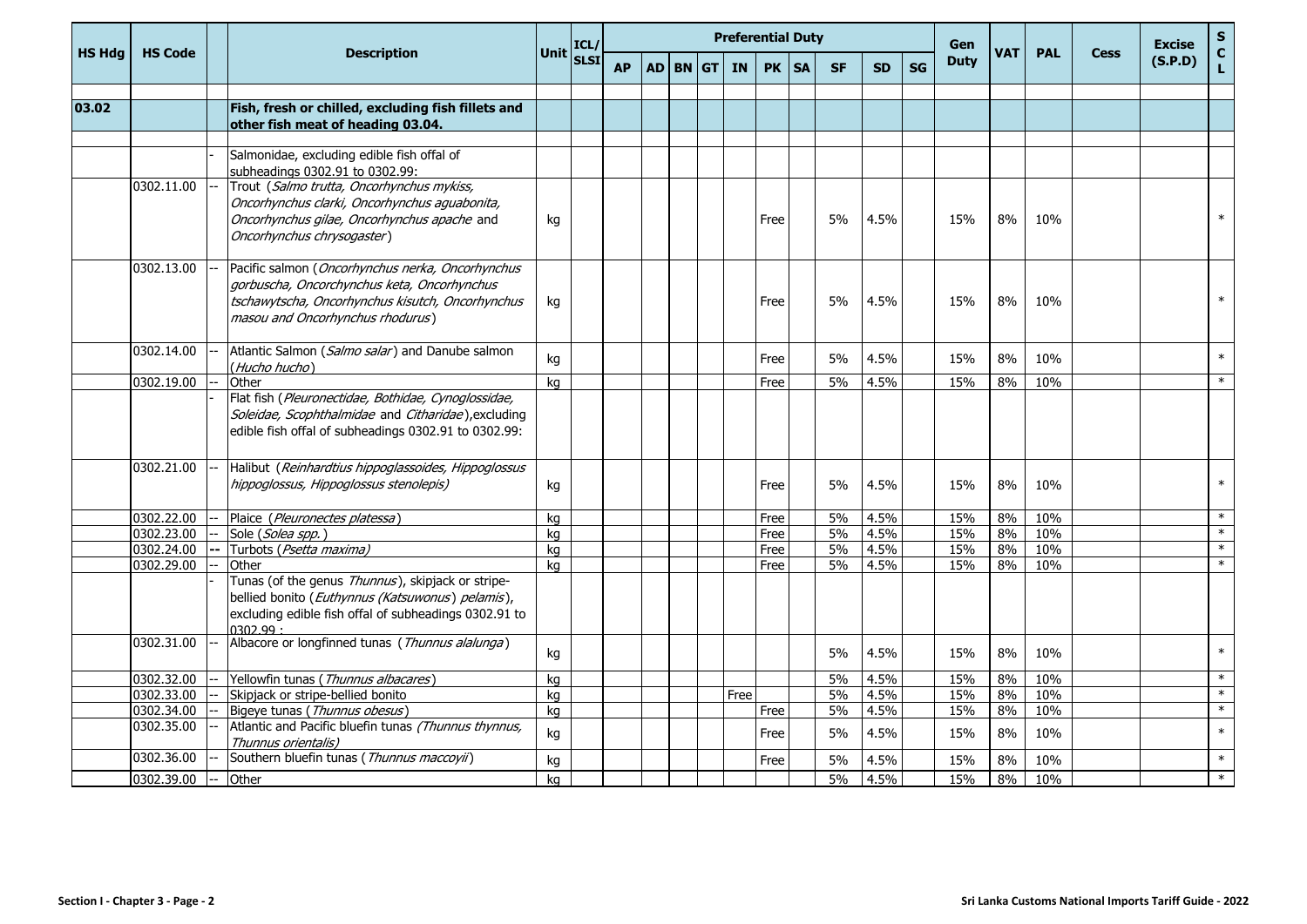| HS Hdg | HS Code | | Description | Unit | ICL/ SLSI | Preferential Duty | | | | | | | | | | Gen Duty | VAT | PAL | Cess | Excise (S.P.D) | S C L |
|---|---|---|---|---|---|---|---|---|---|---|---|---|---|---|---|---|---|---|---|---|---|
| | | | | | | AP | AD | BN | GT | IN | PK | SA | SF | SD | SG | | | | | | |
| 03.02 | | | **Fish, fresh or chilled, excluding fish fillets and other fish meat of heading 03.04.** | | | | | | | | | | | | | | | | | | |
| | | - | Salmonidae, excluding edible fish offal of subheadings 0302.91 to 0302.99: | | | | | | | | | | | | | | | | | | |
| | 0302.11.00 | -- | Trout (*Salmo trutta, Oncorhynchus mykiss, Oncorhynchus clarki, Oncorhynchus aguabonita, Oncorhynchus gilae, Oncorhynchus apache* and *Oncorhynchus chrysogaster*) | kg | | | | | | | Free | | 5% | 4.5% | | 15% | 8% | 10% | | | * |
| | 0302.13.00 | -- | Pacific salmon (*Oncorhynchus nerka, Oncorhynchus gorbuscha, Oncorhynchus keta, Oncorhynchus tschawytscha, Oncorhynchus kisutch, Oncorhynchus masou and Oncorhynchus rhodurus*) | kg | | | | | | | Free | | 5% | 4.5% | | 15% | 8% | 10% | | | * |
| | 0302.14.00 | -- | Atlantic Salmon (*Salmo salar*) and Danube salmon (*Hucho hucho*) | kg | | | | | | | Free | | 5% | 4.5% | | 15% | 8% | 10% | | | * |
| | 0302.19.00 | -- | Other | kg | | | | | | | Free | | 5% | 4.5% | | 15% | 8% | 10% | | | * |
| | | - | Flat fish (*Pleuronectidae, Bothidae, Cynoglossidae, Soleidae, Scophthalmidae* and *Citharidae*),excluding edible fish offal of subheadings 0302.91 to 0302.99: | | | | | | | | | | | | | | | | | | |
| | 0302.21.00 | -- | Halibut (*Reinhardtius hippoglassoides, Hippoglossus hippoglossus, Hippoglossus stenolepis)* | kg | | | | | | | Free | | 5% | 4.5% | | 15% | 8% | 10% | | | * |
| | 0302.22.00 | -- | Plaice (*Pleuronectes platessa*) | kg | | | | | | | Free | | 5% | 4.5% | | 15% | 8% | 10% | | | * |
| | 0302.23.00 | -- | Sole (*Solea spp.*) | kg | | | | | | | Free | | 5% | 4.5% | | 15% | 8% | 10% | | | * |
| | 0302.24.00 | -- | Turbots (*Psetta maxima)* | kg | | | | | | | Free | | 5% | 4.5% | | 15% | 8% | 10% | | | * |
| | 0302.29.00 | -- | Other | kg | | | | | | | Free | | 5% | 4.5% | | 15% | 8% | 10% | | | * |
| | | - | Tunas (of the genus *Thunnus*), skipjack or stripe-bellied bonito (*Euthynnus (Katsuwonus) pelamis*), excluding edible fish offal of subheadings 0302.91 to 0302.99 : | | | | | | | | | | | | | | | | | | |
| | 0302.31.00 | -- | Albacore or longfinned tunas (*Thunnus alalunga*) | kg | | | | | | | | | 5% | 4.5% | | 15% | 8% | 10% | | | * |
| | 0302.32.00 | -- | Yellowfin tunas (*Thunnus albacares*) | kg | | | | | | | | | 5% | 4.5% | | 15% | 8% | 10% | | | * |
| | 0302.33.00 | -- | Skipjack or stripe-bellied bonito | kg | | | | | | Free | | | 5% | 4.5% | | 15% | 8% | 10% | | | * |
| | 0302.34.00 | -- | Bigeye tunas (*Thunnus obesus*) | kg | | | | | | | Free | | 5% | 4.5% | | 15% | 8% | 10% | | | * |
| | 0302.35.00 | -- | Atlantic and Pacific bluefin tunas *(Thunnus thynnus, Thunnus orientalis)* | kg | | | | | | | Free | | 5% | 4.5% | | 15% | 8% | 10% | | | * |
| | 0302.36.00 | -- | Southern bluefin tunas (*Thunnus maccoyii*) | kg | | | | | | | Free | | 5% | 4.5% | | 15% | 8% | 10% | | | * |
| | 0302.39.00 | -- | Other | kg | | | | | | | | | 5% | 4.5% | | 15% | 8% | 10% | | | * |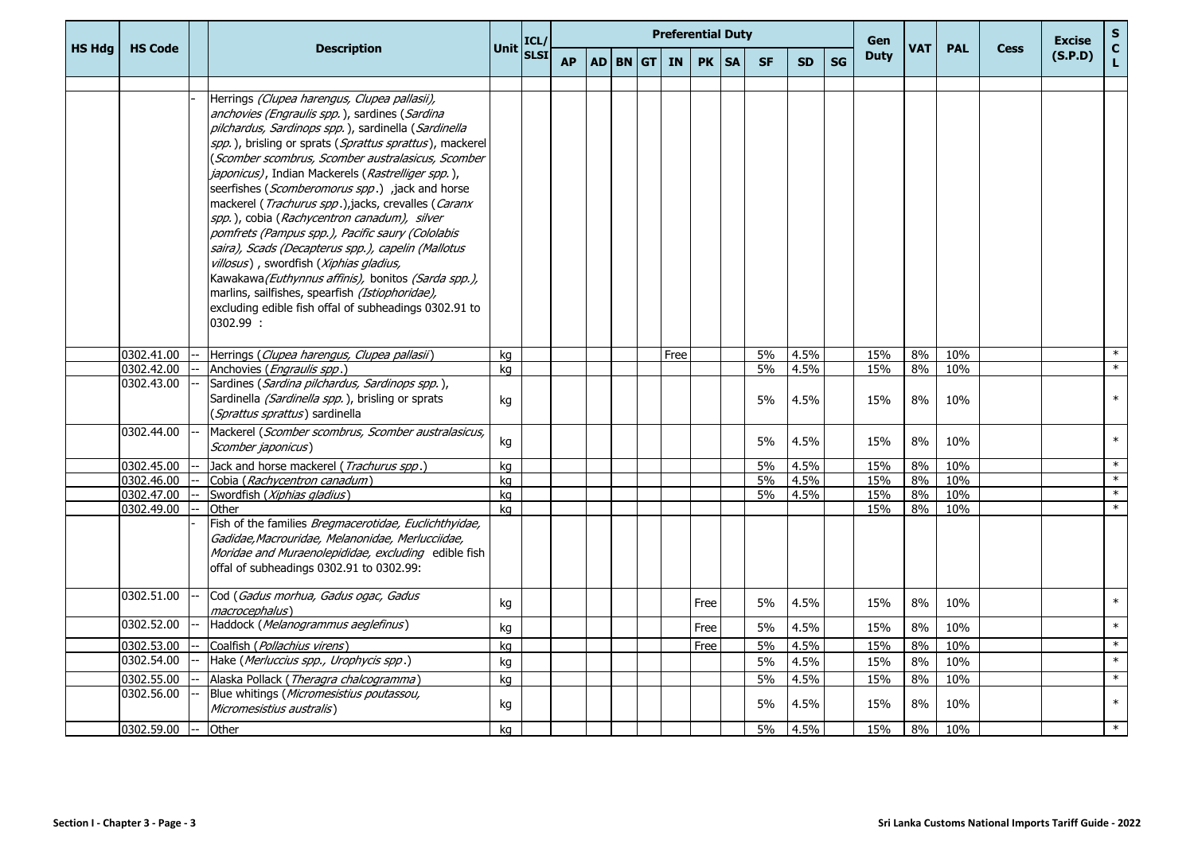| HS Hdg | HS Code | | Description | Unit | ICL/ SLSI | Preferential Duty | | | | | | | | | | | Gen Duty | VAT | PAL | Cess | Excise (S.P.D) | S C L |
|---|---|---|---|---|---|---|---|---|---|---|---|---|---|---|---|---|---|---|---|---|---|---|
| | | | | | | AP | AD | BN | GT | IN | PK | SA | SF | SD | SG | | | | | | | |
| | | - | Herrings *(Clupea harengus, Clupea pallasii),* *anchovies (Engraulis spp.* ), sardines (*Sardina pilchardus, Sardinops spp.* ), sardinella (*Sardinella spp.* ), brisling or sprats (*Sprattus sprattus*), mackerel (*Scomber scombrus, Scomber australasicus, Scomber japonicus)*, Indian Mackerels (*Rastrelliger spp.* ), seerfishes (*Scomberomorus spp* .) ,jack and horse mackerel ( *Trachurus spp* .),jacks, crevalles (*Caranx spp.* ), cobia (*Rachycentron canadum), silver pomfrets (Pampus spp.), Pacific saury (Cololabis saira), Scads (Decapterus spp.), capelin (Mallotus villosus*) , swordfish (*Xiphias gladius,* Kawakawa*(Euthynnus affinis),* bonitos *(Sarda spp.),* marlins, sailfishes, spearfish *(Istiophoridae),* excluding edible fish offal of subheadings 0302.91 to 0302.99 : | | | | | | | | | | | | | | | | | | | |
| | 0302.41.00 | -- | Herrings (*Clupea harengus, Clupea pallasii*) | kg | | | | | | Free | | | 5% | 4.5% | | 15% | 8% | 10% | | | * |
| | 0302.42.00 | -- | Anchovies (*Engraulis spp*.) | kg | | | | | | | | | 5% | 4.5% | | 15% | 8% | 10% | | | * |
| | 0302.43.00 | -- | Sardines (*Sardina pilchardus, Sardinops spp.* ), Sardinella *(Sardinella spp.* ), brisling or sprats (*Sprattus sprattus*) sardinella | kg | | | | | | | | | 5% | 4.5% | | 15% | 8% | 10% | | | * |
| | 0302.44.00 | -- | Mackerel (*Scomber scombrus, Scomber australasicus, Scomber japonicus*) | kg | | | | | | | | | 5% | 4.5% | | 15% | 8% | 10% | | | * |
| | 0302.45.00 | -- | Jack and horse mackerel ( *Trachurus spp*.) | kg | | | | | | | | | 5% | 4.5% | | 15% | 8% | 10% | | | * |
| | 0302.46.00 | -- | Cobia (*Rachycentron canadum*) | kg | | | | | | | | | 5% | 4.5% | | 15% | 8% | 10% | | | * |
| | 0302.47.00 | -- | Swordfish (*Xiphias gladius*) | kg | | | | | | | | | 5% | 4.5% | | 15% | 8% | 10% | | | * |
| | 0302.49.00 | -- | Other | kg | | | | | | | | | | | | 15% | 8% | 10% | | | * |
| | | - | Fish of the families *Bregmacerotidae, Euclichthyidae, Gadidae,Macrouridae, Melanonidae, Merlucciidae, Moridae and Muraenolepididae, excluding* edible fish offal of subheadings 0302.91 to 0302.99: | | | | | | | | | | | | | | | | | | | |
| | 0302.51.00 | -- | Cod (*Gadus morhua, Gadus ogac, Gadus macrocephalus*) | kg | | | | | | | Free | | 5% | 4.5% | | 15% | 8% | 10% | | | * |
| | 0302.52.00 | -- | Haddock (*Melanogrammus aeglefinus*) | kg | | | | | | | Free | | 5% | 4.5% | | 15% | 8% | 10% | | | * |
| | 0302.53.00 | -- | Coalfish (*Pollachius virens*) | kg | | | | | | | Free | | 5% | 4.5% | | 15% | 8% | 10% | | | * |
| | 0302.54.00 | -- | Hake (*Merluccius spp., Urophycis spp*.) | kg | | | | | | | | | 5% | 4.5% | | 15% | 8% | 10% | | | * |
| | 0302.55.00 | -- | Alaska Pollack (*Theragra chalcogramma*) | kg | | | | | | | | | 5% | 4.5% | | 15% | 8% | 10% | | | * |
| | 0302.56.00 | -- | Blue whitings (*Micromesistius poutassou, Micromesistius australis*) | kg | | | | | | | | | 5% | 4.5% | | 15% | 8% | 10% | | | * |
| | 0302.59.00 | -- | Other | kg | | | | | | | | | 5% | 4.5% | | 15% | 8% | 10% | | | * |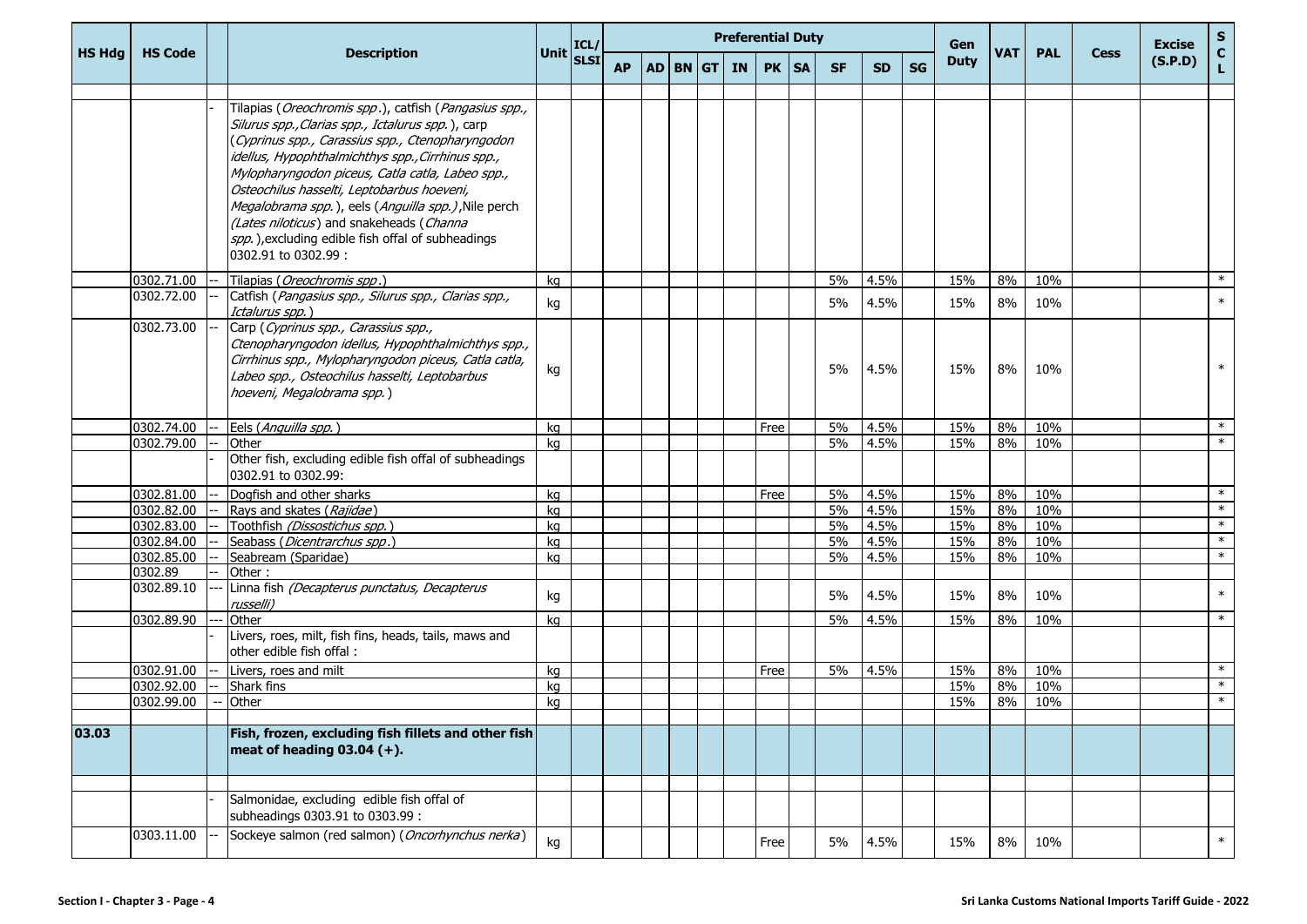| HS Hdg | HS Code | | Description | Unit | ICL/ SLSI | Preferential Duty | | | | | | | | | | Gen Duty | VAT | PAL | Cess | Excise (S.P.D) | S C L |
|---|---|---|---|---|---|---|---|---|---|---|---|---|---|---|---|---|---|---|---|---|---|
| | | | | | | AP | AD | BN | GT | IN | PK | SA | SF | SD | SG | | | | | | |
| | | - | Tilapias (*Oreochromis spp*.), catfish (*Pangasius spp., Silurus spp.,Clarias spp., Ictalurus spp.*), carp (*Cyprinus spp., Carassius spp., Ctenopharyngodon idellus, Hypophthalmichthys spp.,Cirrhinus spp., Mylopharyngodon piceus, Catla catla, Labeo spp., Osteochilus hasselti, Leptobarbus hoeveni, Megalobrama spp.*), eels (*Anguilla spp.)*,Nile perch *(Lates niloticus*) and snakeheads (*Channa spp.*),excluding edible fish offal of subheadings 0302.91 to 0302.99 : | | | | | | | | | | | | | | | | | | |
| | 0302.71.00 | -- | Tilapias (*Oreochromis spp*.) | kg | | | | | | | | | 5% | 4.5% | | 15% | 8% | 10% | | | * |
| | 0302.72.00 | -- | Catfish (*Pangasius spp., Silurus spp., Clarias spp., Ictalurus spp.*) | kg | | | | | | | | | 5% | 4.5% | | 15% | 8% | 10% | | | * |
| | 0302.73.00 | -- | Carp (*Cyprinus spp., Carassius spp., Ctenopharyngodon idellus, Hypophthalmichthys spp., Cirrhinus spp., Mylopharyngodon piceus, Catla catla, Labeo spp., Osteochilus hasselti, Leptobarbus hoeveni, Megalobrama spp.*) | kg | | | | | | | | | 5% | 4.5% | | 15% | 8% | 10% | | | * |
| | 0302.74.00 | -- | Eels (*Anguilla spp.*) | kg | | | | | | | Free | | 5% | 4.5% | | 15% | 8% | 10% | | | * |
| | 0302.79.00 | -- | Other | kg | | | | | | | | | 5% | 4.5% | | 15% | 8% | 10% | | | * |
| | | - | Other fish, excluding edible fish offal of subheadings 0302.91 to 0302.99: | | | | | | | | | | | | | | | | | | |
| | 0302.81.00 | -- | Dogfish and other sharks | kg | | | | | | | Free | | 5% | 4.5% | | 15% | 8% | 10% | | | * |
| | 0302.82.00 | -- | Rays and skates (*Rajidae*) | kg | | | | | | | | | 5% | 4.5% | | 15% | 8% | 10% | | | * |
| | 0302.83.00 | -- | Toothfish *(Dissostichus spp.*) | kg | | | | | | | | | 5% | 4.5% | | 15% | 8% | 10% | | | * |
| | 0302.84.00 | -- | Seabass (*Dicentrarchus spp*.) | kg | | | | | | | | | 5% | 4.5% | | 15% | 8% | 10% | | | * |
| | 0302.85.00 | -- | Seabream (Sparidae) | kg | | | | | | | | | 5% | 4.5% | | 15% | 8% | 10% | | | * |
| | 0302.89 | -- | Other : | | | | | | | | | | | | | | | | | | |
| | 0302.89.10 | --- | Linna fish *(Decapterus punctatus, Decapterus russelli)* | kg | | | | | | | | | 5% | 4.5% | | 15% | 8% | 10% | | | * |
| | 0302.89.90 | --- | Other | kg | | | | | | | | | 5% | 4.5% | | 15% | 8% | 10% | | | * |
| | | - | Livers, roes, milt, fish fins, heads, tails, maws and other edible fish offal : | | | | | | | | | | | | | | | | | | |
| | 0302.91.00 | -- | Livers, roes and milt | kg | | | | | | | Free | | 5% | 4.5% | | 15% | 8% | 10% | | | * |
| | 0302.92.00 | -- | Shark fins | kg | | | | | | | | | | | | 15% | 8% | 10% | | | * |
| | 0302.99.00 | -- | Other | kg | | | | | | | | | | | | 15% | 8% | 10% | | | * |
| **03.03** | | | **Fish, frozen, excluding fish fillets and other fish meat of heading 03.04 (+).** | | | | | | | | | | | | | | | | | | |
| | | - | Salmonidae, excluding edible fish offal of subheadings 0303.91 to 0303.99 : | | | | | | | | | | | | | | | | | | |
| | 0303.11.00 | -- | Sockeye salmon (red salmon) (*Oncorhynchus nerka*) | kg | | | | | | | Free | | 5% | 4.5% | | 15% | 8% | 10% | | | * |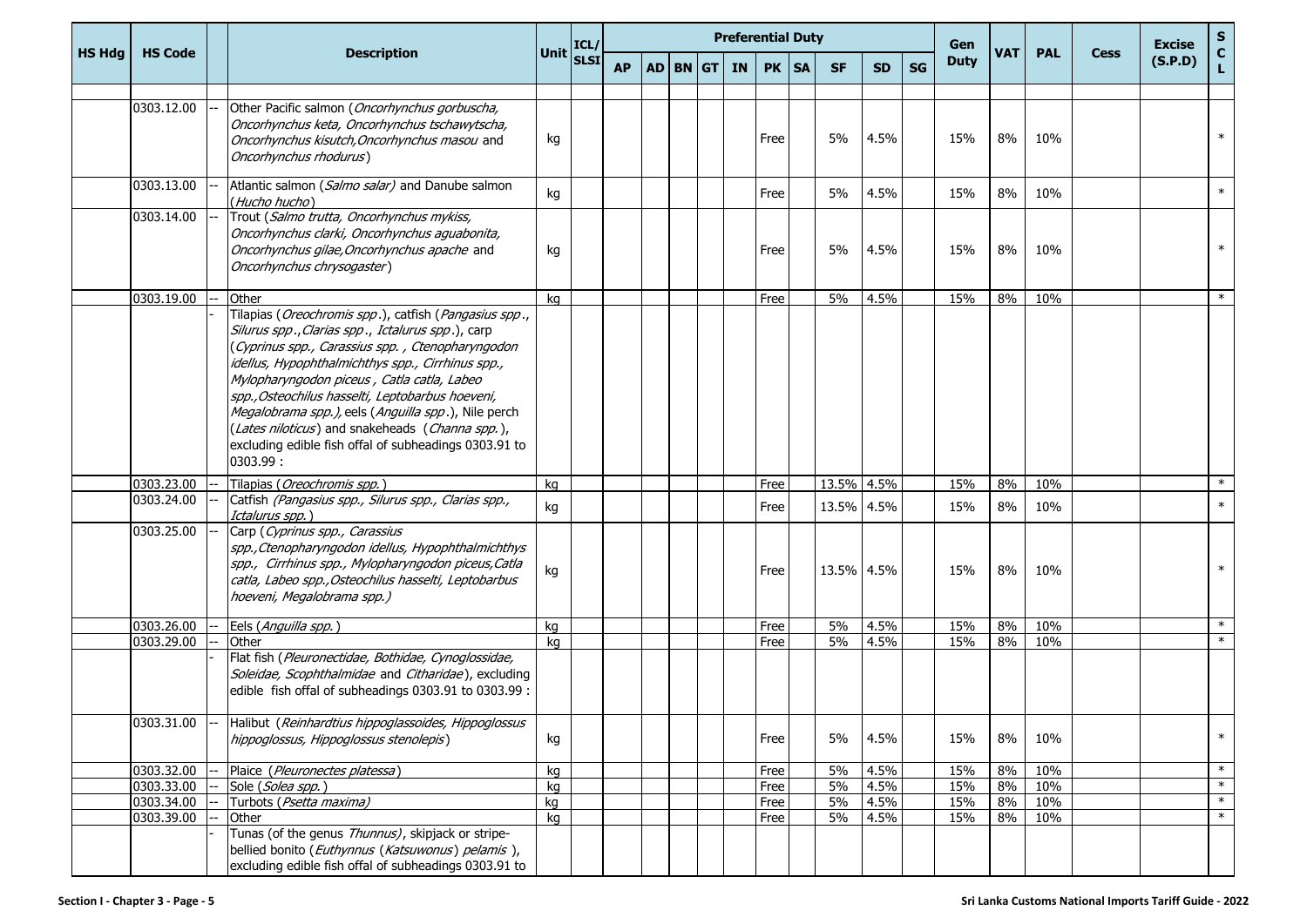| HS Hdg | HS Code | | Description | Unit | ICL/ SLSI | Preferential Duty | | | | | | | | | | Gen Duty | VAT | PAL | Cess | Excise (S.P.D) | S C L |
|---|---|---|---|---|---|---|---|---|---|---|---|---|---|---|---|---|---|---|---|---|---|
| | | | | | | AP | AD | BN | GT | IN | PK | SA | SF | SD | SG | | | | | | |
| | 0303.12.00 | -- | Other Pacific salmon (*Oncorhynchus gorbuscha, Oncorhynchus keta, Oncorhynchus tschawytscha, Oncorhynchus kisutch,Oncorhynchus masou* and *Oncorhynchus rhodurus*) | kg | | | | | | | Free | | 5% | 4.5% | | 15% | 8% | 10% | | | * |
| | 0303.13.00 | -- | Atlantic salmon (*Salmo salar)* and Danube salmon (*Hucho hucho*) | kg | | | | | | | Free | | 5% | 4.5% | | 15% | 8% | 10% | | | * |
| | 0303.14.00 | -- | Trout (*Salmo trutta, Oncorhynchus mykiss, Oncorhynchus clarki, Oncorhynchus aguabonita, Oncorhynchus gilae,Oncorhynchus apache* and *Oncorhynchus chrysogaster*) | kg | | | | | | | Free | | 5% | 4.5% | | 15% | 8% | 10% | | | * |
| | 0303.19.00 | -- | Other | kg | | | | | | | Free | | 5% | 4.5% | | 15% | 8% | 10% | | | * |
| | | - | Tilapias (*Oreochromis spp*.), catfish (*Pangasius spp*., *Silurus spp*.,*Clarias spp*., *Ictalurus spp*.), carp (*Cyprinus spp., Carassius spp. , Ctenopharyngodon idellus, Hypophthalmichthys spp., Cirrhinus spp., Mylopharyngodon piceus , Catla catla, Labeo spp.,Osteochilus hasselti, Leptobarbus hoeveni, Megalobrama spp.),* eels (*Anguilla spp*.), Nile perch (*Lates niloticus*) and snakeheads (*Channa spp.*), excluding edible fish offal of subheadings 0303.91 to 0303.99 : | | | | | | | | | | | | | | | | | | |
| | 0303.23.00 | -- | Tilapias (*Oreochromis spp.*) | kg | | | | | | | Free | | 13.5% | 4.5% | | 15% | 8% | 10% | | | * |
| | 0303.24.00 | -- | Catfish *(Pangasius spp., Silurus spp., Clarias spp., Ictalurus spp.*) | kg | | | | | | | Free | | 13.5% | 4.5% | | 15% | 8% | 10% | | | * |
| | 0303.25.00 | -- | Carp (*Cyprinus spp., Carassius spp.,Ctenopharyngodon idellus, Hypophthalmichthys spp., Cirrhinus spp., Mylopharyngodon piceus,Catla catla, Labeo spp.,Osteochilus hasselti, Leptobarbus hoeveni, Megalobrama spp.)* | kg | | | | | | | Free | | 13.5% | 4.5% | | 15% | 8% | 10% | | | * |
| | 0303.26.00 | -- | Eels (*Anguilla spp.*) | kg | | | | | | | Free | | 5% | 4.5% | | 15% | 8% | 10% | | | * |
| | 0303.29.00 | -- | Other | kg | | | | | | | Free | | 5% | 4.5% | | 15% | 8% | 10% | | | * |
| | | - | Flat fish (*Pleuronectidae, Bothidae, Cynoglossidae, Soleidae, Scophthalmidae* and *Citharidae*), excluding edible fish offal of subheadings 0303.91 to 0303.99 : | | | | | | | | | | | | | | | | | | |
| | 0303.31.00 | -- | Halibut (*Reinhardtius hippoglassoides, Hippoglossus hippoglossus, Hippoglossus stenolepis*) | kg | | | | | | | Free | | 5% | 4.5% | | 15% | 8% | 10% | | | * |
| | 0303.32.00 | -- | Plaice (*Pleuronectes platessa*) | kg | | | | | | | Free | | 5% | 4.5% | | 15% | 8% | 10% | | | * |
| | 0303.33.00 | -- | Sole (*Solea spp.*) | kg | | | | | | | Free | | 5% | 4.5% | | 15% | 8% | 10% | | | * |
| | 0303.34.00 | -- | Turbots (*Psetta maxima)* | kg | | | | | | | Free | | 5% | 4.5% | | 15% | 8% | 10% | | | * |
| | 0303.39.00 | -- | Other | kg | | | | | | | Free | | 5% | 4.5% | | 15% | 8% | 10% | | | * |
| | | - | Tunas (of the genus *Thunnus)*, skipjack or stripe-bellied bonito (*Euthynnus* (*Katsuwonus*) *pelamis* ), excluding edible fish offal of subheadings 0303.91 to | | | | | | | | | | | | | | | | | | |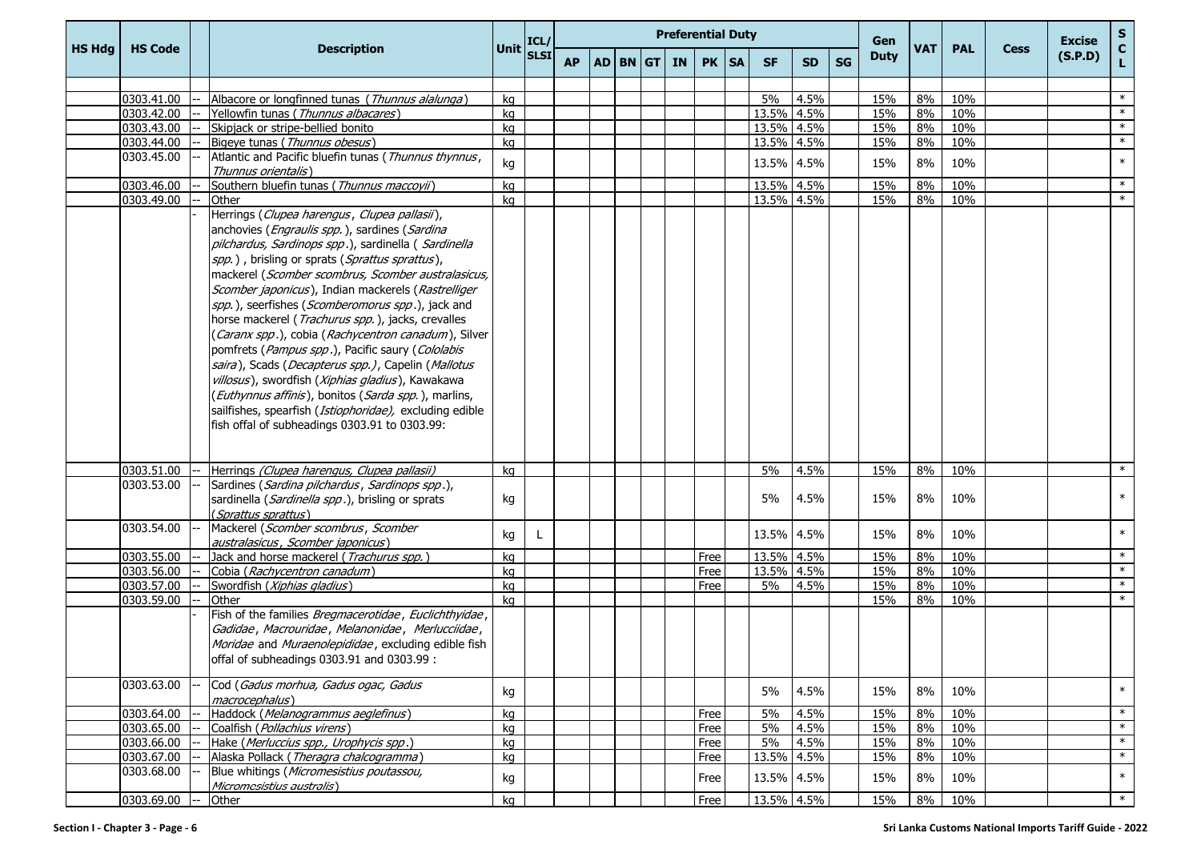| HS Hdg | HS Code | | Description | Unit | ICL/ SLSI | Preferential Duty | | | | | | | | | | Gen Duty | VAT | PAL | Cess | Excise (S.P.D) | S C L |
|---|---|---|---|---|---|---|---|---|---|---|---|---|---|---|---|---|---|---|---|---|---|
| | | | | | | AP | AD | BN | GT | IN | PK | SA | SF | SD | SG | | | | | | |
| | | | | | | | | | | | | | | | | | | | | | |
| | 0303.41.00 | -- | Albacore or longfinned tunas (*Thunnus alalunga*) | kg | | | | | | | | | 5% | 4.5% | | 15% | 8% | 10% | | | * |
| | 0303.42.00 | -- | Yellowfin tunas (*Thunnus albacares*) | kg | | | | | | | | | 13.5% | 4.5% | | 15% | 8% | 10% | | | * |
| | 0303.43.00 | -- | Skipjack or stripe-bellied bonito | kg | | | | | | | | | 13.5% | 4.5% | | 15% | 8% | 10% | | | * |
| | 0303.44.00 | -- | Bigeye tunas (*Thunnus obesus*) | kg | | | | | | | | | 13.5% | 4.5% | | 15% | 8% | 10% | | | * |
| | 0303.45.00 | -- | Atlantic and Pacific bluefin tunas (*Thunnus thynnus*, *Thunnus orientalis*) | kg | | | | | | | | | 13.5% | 4.5% | | 15% | 8% | 10% | | | * |
| | 0303.46.00 | -- | Southern bluefin tunas (*Thunnus maccoyii*) | kg | | | | | | | | | 13.5% | 4.5% | | 15% | 8% | 10% | | | * |
| | 0303.49.00 | -- | Other | kg | | | | | | | | | 13.5% | 4.5% | | 15% | 8% | 10% | | | * |
| | | - | Herrings (*Clupea harengus*, *Clupea pallasii*), anchovies (*Engraulis spp.*), sardines (*Sardina pilchardus, Sardinops spp*.), sardinella ( *Sardinella spp.*) , brisling or sprats (*Sprattus sprattus*), mackerel (*Scomber scombrus, Scomber australasicus, Scomber japonicus*), Indian mackerels (*Rastrelliger spp.*), seerfishes (*Scomberomorus spp*.), jack and horse mackerel (*Trachurus spp.*), jacks, crevalles (*Caranx spp*.), cobia (*Rachycentron canadum*), Silver pomfrets (*Pampus spp*.), Pacific saury (*Cololabis saira*), Scads (*Decapterus spp.)*, Capelin (*Mallotus villosus*), swordfish (*Xiphias gladius*), Kawakawa (*Euthynnus affinis*), bonitos (*Sarda spp.*), marlins, sailfishes, spearfish (*Istiophoridae),* excluding edible fish offal of subheadings 0303.91 to 0303.99: | | | | | | | | | | | | | | | | | | |
| | 0303.51.00 | -- | Herrings *(Clupea harengus, Clupea pallasii)* | kg | | | | | | | | | 5% | 4.5% | | 15% | 8% | 10% | | | * |
| | 0303.53.00 | -- | Sardines (*Sardina pilchardus*, *Sardinops spp*.), sardinella (*Sardinella spp*.), brisling or sprats (*Sprattus sprattus*) | kg | | | | | | | | | 5% | 4.5% | | 15% | 8% | 10% | | | * |
| | 0303.54.00 | -- | Mackerel (*Scomber scombrus*, *Scomber australasicus*, *Scomber japonicus*) | kg | L | | | | | | | | 13.5% | 4.5% | | 15% | 8% | 10% | | | * |
| | 0303.55.00 | -- | Jack and horse mackerel (*Trachurus spp.*) | kg | | | | | | | Free | | 13.5% | 4.5% | | 15% | 8% | 10% | | | * |
| | 0303.56.00 | -- | Cobia (*Rachycentron canadum*) | kg | | | | | | | Free | | 13.5% | 4.5% | | 15% | 8% | 10% | | | * |
| | 0303.57.00 | -- | Swordfish (*Xiphias gladius*) | kg | | | | | | | Free | | 5% | 4.5% | | 15% | 8% | 10% | | | * |
| | 0303.59.00 | -- | Other | kg | | | | | | | | | | | | 15% | 8% | 10% | | | * |
| | | - | Fish of the families *Bregmacerotidae*, *Euclichthyidae*, *Gadidae*, *Macrouridae*, *Melanonidae*, *Merlucciidae*, *Moridae* and *Muraenolepididae*, excluding edible fish offal of subheadings 0303.91 and 0303.99 : | | | | | | | | | | | | | | | | | | |
| | 0303.63.00 | -- | Cod (*Gadus morhua, Gadus ogac, Gadus macrocephalus*) | kg | | | | | | | | | 5% | 4.5% | | 15% | 8% | 10% | | | * |
| | 0303.64.00 | -- | Haddock (*Melanogrammus aeglefinus*) | kg | | | | | | | Free | | 5% | 4.5% | | 15% | 8% | 10% | | | * |
| | 0303.65.00 | -- | Coalfish (*Pollachius virens*) | kg | | | | | | | Free | | 5% | 4.5% | | 15% | 8% | 10% | | | * |
| | 0303.66.00 | -- | Hake (*Merluccius spp., Urophycis spp*.) | kg | | | | | | | Free | | 5% | 4.5% | | 15% | 8% | 10% | | | * |
| | 0303.67.00 | -- | Alaska Pollack (*Theragra chalcogramma*) | kg | | | | | | | Free | | 13.5% | 4.5% | | 15% | 8% | 10% | | | * |
| | 0303.68.00 | -- | Blue whitings (*Micromesistius poutassou, Micromesistius australis*) | kg | | | | | | | Free | | 13.5% | 4.5% | | 15% | 8% | 10% | | | * |
| | 0303.69.00 | -- | Other | kg | | | | | | | Free | | 13.5% | 4.5% | | 15% | 8% | 10% | | | * |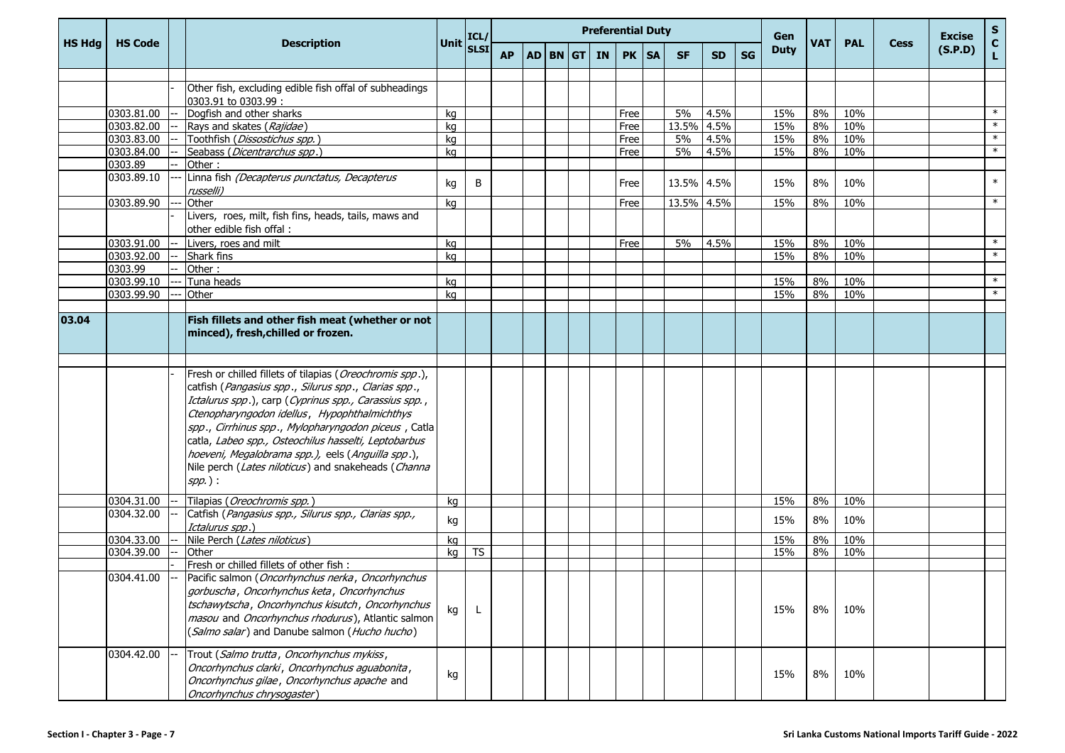| HS Hdg | HS Code | | Description | Unit | ICL/ SLSI | Preferential Duty | | | | | | | | | | Gen Duty | VAT | PAL | Cess | Excise (S.P.D) | S C L |
|---|---|---|---|---|---|---|---|---|---|---|---|---|---|---|---|---|---|---|---|---|---|
| | | | | | | AP | AD | BN | GT | IN | PK | SA | SF | SD | SG | | | | | | |
| | | - | Other fish, excluding edible fish offal of subheadings 0303.91 to 0303.99 : | | | | | | | | | | | | | | | | | | |
| | 0303.81.00 | -- | Dogfish and other sharks | kg | | | | | | | Free | | 5% | 4.5% | | 15% | 8% | 10% | | | * |
| | 0303.82.00 | -- | Rays and skates (*Rajidae*) | kg | | | | | | | Free | | 13.5% | 4.5% | | 15% | 8% | 10% | | | * |
| | 0303.83.00 | -- | Toothfish (*Dissostichus spp.*) | kg | | | | | | | Free | | 5% | 4.5% | | 15% | 8% | 10% | | | * |
| | 0303.84.00 | -- | Seabass (*Dicentrarchus spp*.) | kg | | | | | | | Free | | 5% | 4.5% | | 15% | 8% | 10% | | | * |
| | 0303.89 | -- | Other : | | | | | | | | | | | | | | | | | | |
| | 0303.89.10 | --- | Linna fish *(Decapterus punctatus, Decapterus russelli)* | kg | B | | | | | | Free | | 13.5% | 4.5% | | 15% | 8% | 10% | | | * |
| | 0303.89.90 | --- | Other | kg | | | | | | | Free | | 13.5% | 4.5% | | 15% | 8% | 10% | | | * |
| | | - | Livers, roes, milt, fish fins, heads, tails, maws and other edible fish offal : | | | | | | | | | | | | | | | | | | |
| | 0303.91.00 | -- | Livers, roes and milt | kg | | | | | | | Free | | 5% | 4.5% | | 15% | 8% | 10% | | | * |
| | 0303.92.00 | -- | Shark fins | kg | | | | | | | | | | | | 15% | 8% | 10% | | | * |
| | 0303.99 | -- | Other : | | | | | | | | | | | | | | | | | | |
| | 0303.99.10 | --- | Tuna heads | kg | | | | | | | | | | | | 15% | 8% | 10% | | | * |
| | 0303.99.90 | --- | Other | kg | | | | | | | | | | | | 15% | 8% | 10% | | | * |
| **03.04** | | | **Fish fillets and other fish meat (whether or not minced), fresh,chilled or frozen.** | | | | | | | | | | | | | | | | | | |
| | | - | Fresh or chilled fillets of tilapias (*Oreochromis spp*.), catfish (*Pangasius spp*., *Silurus spp*., *Clarias spp*., *Ictalurus spp*.), carp (*Cyprinus spp., Carassius spp.*, *Ctenopharyngodon idellus*, *Hypophthalmichthys spp*., *Cirrhinus spp*., *Mylopharyngodon piceus* , Catla catla, *Labeo spp., Osteochilus hasselti, Leptobarbus hoeveni, Megalobrama spp.),* eels (*Anguilla spp*.), Nile perch (*Lates niloticus*) and snakeheads (*Channa spp.*) : | | | | | | | | | | | | | | | | | | |
| | 0304.31.00 | -- | Tilapias (*Oreochromis spp.*) | kg | | | | | | | | | | | | 15% | 8% | 10% | | | |
| | 0304.32.00 | -- | Catfish (*Pangasius spp., Silurus spp., Clarias spp., Ictalurus spp*.) | kg | | | | | | | | | | | | 15% | 8% | 10% | | | |
| | 0304.33.00 | -- | Nile Perch (*Lates niloticus*) | kg | | | | | | | | | | | | 15% | 8% | 10% | | | |
| | 0304.39.00 | -- | Other | kg | TS | | | | | | | | | | | 15% | 8% | 10% | | | |
| | | - | Fresh or chilled fillets of other fish : | | | | | | | | | | | | | | | | | | |
| | 0304.41.00 | -- | Pacific salmon (*Oncorhynchus nerka*, *Oncorhynchus gorbuscha*, *Oncorhynchus keta*, *Oncorhynchus tschawytscha*, *Oncorhynchus kisutch*, *Oncorhynchus masou* and *Oncorhynchus rhodurus*), Atlantic salmon (*Salmo salar*) and Danube salmon (*Hucho hucho*) | kg | L | | | | | | | | | | | 15% | 8% | 10% | | | |
| | 0304.42.00 | -- | Trout (*Salmo trutta*, *Oncorhynchus mykiss*, *Oncorhynchus clarki*, *Oncorhynchus aguabonita*, *Oncorhynchus gilae*, *Oncorhynchus apache* and *Oncorhynchus chrysogaster*) | kg | | | | | | | | | | | | 15% | 8% | 10% | | | |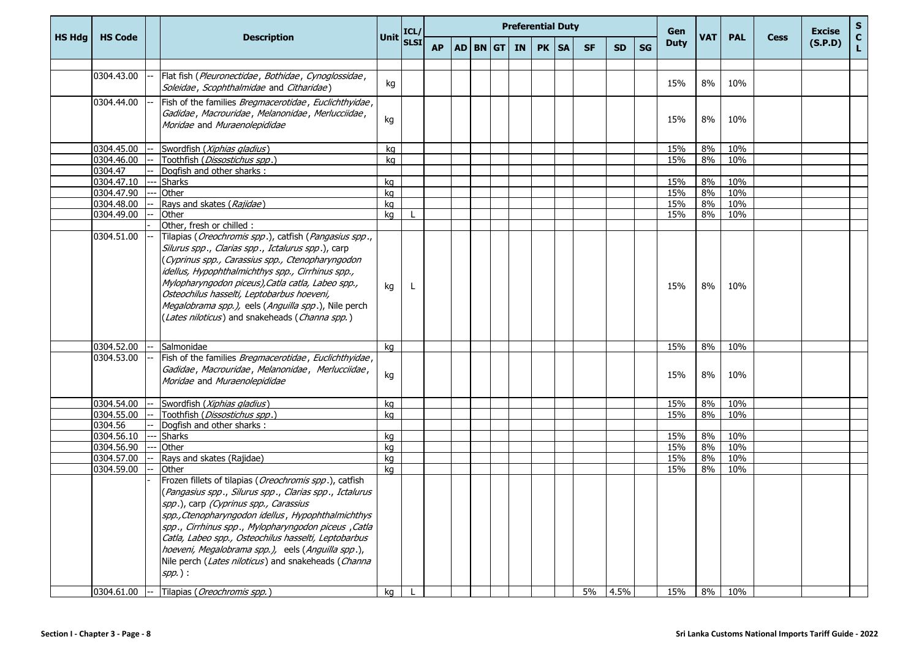| HS Hdg | HS Code | | Description | Unit | ICL/ SLSI | Preferential Duty | | | | | | | | | | Gen Duty | VAT | PAL | Cess | Excise (S.P.D) | S C L |
|---|---|---|---|---|---|---|---|---|---|---|---|---|---|---|---|---|---|---|---|---|---|
| | | | | | | AP | AD | BN | GT | IN | PK | SA | SF | SD | SG | | | | | | |
| | 0304.43.00 | -- | Flat fish (*Pleuronectidae*, *Bothidae*, *Cynoglossidae*, *Soleidae*, *Scophthalmidae* and *Citharidae*) | kg | | | | | | | | | | | | 15% | 8% | 10% | | | |
| | 0304.44.00 | -- | Fish of the families *Bregmacerotidae*, *Euclichthyidae*, *Gadidae*, *Macrouridae*, *Melanonidae*, *Merlucciidae*, *Moridae* and *Muraenolepididae* | kg | | | | | | | | | | | | 15% | 8% | 10% | | | |
| | 0304.45.00 | -- | Swordfish (*Xiphias gladius*) | kg | | | | | | | | | | | | 15% | 8% | 10% | | | |
| | 0304.46.00 | -- | Toothfish (*Dissostichus spp*.) | kg | | | | | | | | | | | | 15% | 8% | 10% | | | |
| | 0304.47 | -- | Dogfish and other sharks : | | | | | | | | | | | | | | | | | | |
| | 0304.47.10 | --- | Sharks | kg | | | | | | | | | | | | 15% | 8% | 10% | | | |
| | 0304.47.90 | --- | Other | kg | | | | | | | | | | | | 15% | 8% | 10% | | | |
| | 0304.48.00 | -- | Rays and skates (*Rajidae*) | kg | | | | | | | | | | | | 15% | 8% | 10% | | | |
| | 0304.49.00 | -- | Other | kg | L | | | | | | | | | | | 15% | 8% | 10% | | | |
| | | - | Other, fresh or chilled : | | | | | | | | | | | | | | | | | | |
| | 0304.51.00 | -- | Tilapias (*Oreochromis spp*.), catfish (*Pangasius spp*., *Silurus spp*., *Clarias spp*., *Ictalurus spp*.), carp (*Cyprinus spp., Carassius spp., Ctenopharyngodon idellus, Hypophthalmichthys spp., Cirrhinus spp., Mylopharyngodon piceus),Catla catla, Labeo spp., Osteochilus hasselti, Leptobarbus hoeveni, Megalobrama spp.),* eels (*Anguilla spp*.), Nile perch (*Lates niloticus*) and snakeheads (*Channa spp.*) | kg | L | | | | | | | | | | | 15% | 8% | 10% | | | |
| | 0304.52.00 | -- | Salmonidae | kg | | | | | | | | | | | | 15% | 8% | 10% | | | |
| | 0304.53.00 | -- | Fish of the families *Bregmacerotidae*, *Euclichthyidae*, *Gadidae*, *Macrouridae*, *Melanonidae*, *Merlucciidae*, *Moridae* and *Muraenolepididae* | kg | | | | | | | | | | | | 15% | 8% | 10% | | | |
| | 0304.54.00 | -- | Swordfish (*Xiphias gladius*) | kg | | | | | | | | | | | | 15% | 8% | 10% | | | |
| | 0304.55.00 | -- | Toothfish (*Dissostichus spp*.) | kg | | | | | | | | | | | | 15% | 8% | 10% | | | |
| | 0304.56 | -- | Dogfish and other sharks : | | | | | | | | | | | | | | | | | | |
| | 0304.56.10 | --- | Sharks | kg | | | | | | | | | | | | 15% | 8% | 10% | | | |
| | 0304.56.90 | --- | Other | kg | | | | | | | | | | | | 15% | 8% | 10% | | | |
| | 0304.57.00 | -- | Rays and skates (Rajidae) | kg | | | | | | | | | | | | 15% | 8% | 10% | | | |
| | 0304.59.00 | -- | Other | kg | | | | | | | | | | | | 15% | 8% | 10% | | | |
| | | - | Frozen fillets of tilapias (*Oreochromis spp*.), catfish (*Pangasius spp*., *Silurus spp*., *Clarias spp*., *Ictalurus spp*.), carp *(Cyprinus spp., Carassius spp.,Ctenopharyngodon idellus*, *Hypophthalmichthys spp*., *Cirrhinus spp*., *Mylopharyngodon piceus* ,*Catla Catla, Labeo spp., Osteochilus hasselti, Leptobarbus hoeveni, Megalobrama spp.),* eels (*Anguilla spp*.), Nile perch (*Lates niloticus*) and snakeheads (*Channa spp.*) : | | | | | | | | | | | | | | | | | | |
| | 0304.61.00 | -- | Tilapias (*Oreochromis spp.*) | kg | L | | | | | | | | 5% | 4.5% | | 15% | 8% | 10% | | | |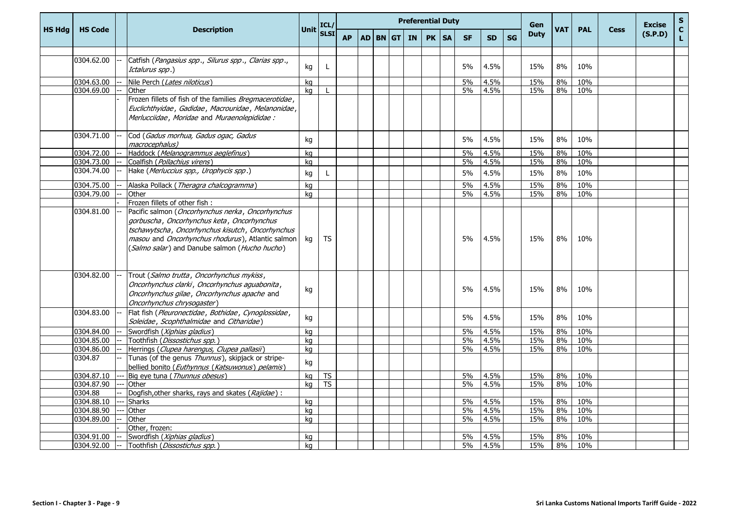| HS Hdg | HS Code | | Description | Unit | ICL/ SLSI | Preferential Duty | | | | | | | | | | Gen Duty | VAT | PAL | Cess | Excise (S.P.D) | S C L |
|---|---|---|---|---|---|---|---|---|---|---|---|---|---|---|---|---|---|---|---|---|---|
| | | | | | | AP | AD | BN | GT | IN | PK | SA | SF | SD | SG | | | | | | |
| | | | | | | | | | | | | | | | | | | | | | |
| | 0304.62.00 | -- | Catfish (*Pangasius spp*., *Silurus spp*., *Clarias spp*., *Ictalurus spp*.) | kg | L | | | | | | | | 5% | 4.5% | | 15% | 8% | 10% | | | |
| | 0304.63.00 | -- | Nile Perch (*Lates niloticus*) | kg | | | | | | | | | 5% | 4.5% | | 15% | 8% | 10% | | | |
| | 0304.69.00 | -- | Other | kg | L | | | | | | | | 5% | 4.5% | | 15% | 8% | 10% | | | |
| | | - | Frozen fillets of fish of the families *Bregmacerotidae*, *Euclichthyidae*, *Gadidae*, *Macrouridae*, *Melanonidae*, *Merlucciidae*, *Moridae* and *Muraenolepididae* : | | | | | | | | | | | | | | | | | | |
| | 0304.71.00 | -- | Cod (*Gadus morhua, Gadus ogac, Gadus macrocephalus)* | kg | | | | | | | | | 5% | 4.5% | | 15% | 8% | 10% | | | |
| | 0304.72.00 | -- | Haddock (*Melanogrammus aeglefinus*) | kg | | | | | | | | | 5% | 4.5% | | 15% | 8% | 10% | | | |
| | 0304.73.00 | -- | Coalfish (*Pollachius virens*) | kg | | | | | | | | | 5% | 4.5% | | 15% | 8% | 10% | | | |
| | 0304.74.00 | -- | Hake (*Merluccius spp., Urophycis spp*.) | kg | L | | | | | | | | 5% | 4.5% | | 15% | 8% | 10% | | | |
| | 0304.75.00 | -- | Alaska Pollack (*Theragra chalcogramma*) | kg | | | | | | | | | 5% | 4.5% | | 15% | 8% | 10% | | | |
| | 0304.79.00 | -- | Other | kg | | | | | | | | | 5% | 4.5% | | 15% | 8% | 10% | | | |
| | | - | Frozen fillets of other fish : | | | | | | | | | | | | | | | | | | |
| | 0304.81.00 | -- | Pacific salmon (*Oncorhynchus nerka*, *Oncorhynchus gorbuscha*, *Oncorhynchus keta*, *Oncorhynchus tschawytscha*, *Oncorhynchus kisutch*, *Oncorhynchus masou* and *Oncorhynchus rhodurus*), Atlantic salmon (*Salmo salar*) and Danube salmon (*Hucho hucho*) | kg | TS | | | | | | | | 5% | 4.5% | | 15% | 8% | 10% | | | |
| | 0304.82.00 | -- | Trout (*Salmo trutta*, *Oncorhynchus mykiss*, *Oncorhynchus clarki*, *Oncorhynchus aguabonita*, *Oncorhynchus gilae*, *Oncorhynchus apache* and *Oncorhynchus chrysogaster*) | kg | | | | | | | | | 5% | 4.5% | | 15% | 8% | 10% | | | |
| | 0304.83.00 | -- | Flat fish (*Pleuronectidae*, *Bothidae*, *Cynoglossidae*, *Soleidae*, *Scophthalmidae* and *Citharidae*) | kg | | | | | | | | | 5% | 4.5% | | 15% | 8% | 10% | | | |
| | 0304.84.00 | -- | Swordfish (*Xiphias gladius*) | kg | | | | | | | | | 5% | 4.5% | | 15% | 8% | 10% | | | |
| | 0304.85.00 | -- | Toothfish (*Dissostichus spp.*) | kg | | | | | | | | | 5% | 4.5% | | 15% | 8% | 10% | | | |
| | 0304.86.00 | -- | Herrings (*Clupea harengus, Clupea pallasii*) | kg | | | | | | | | | 5% | 4.5% | | 15% | 8% | 10% | | | |
| | 0304.87 | -- | Tunas (of the genus *Thunnus*), skipjack or stripe-bellied bonito (*Euthynnus* (*Katsuwonus*) *pelamis*) | kg | | | | | | | | | | | | | | | | | |
| | 0304.87.10 | --- | Big eye tuna (*Thunnus obesus*) | kg | TS | | | | | | | | 5% | 4.5% | | 15% | 8% | 10% | | | |
| | 0304.87.90 | --- | Other | kg | TS | | | | | | | | 5% | 4.5% | | 15% | 8% | 10% | | | |
| | 0304.88 | -- | Dogfish,other sharks, rays and skates (*Rajidae*) : | | | | | | | | | | | | | | | | | | |
| | 0304.88.10 | --- | Sharks | kg | | | | | | | | | 5% | 4.5% | | 15% | 8% | 10% | | | |
| | 0304.88.90 | --- | Other | kg | | | | | | | | | 5% | 4.5% | | 15% | 8% | 10% | | | |
| | 0304.89.00 | -- | Other | kg | | | | | | | | | 5% | 4.5% | | 15% | 8% | 10% | | | |
| | | - | Other, frozen: | | | | | | | | | | | | | | | | | | |
| | 0304.91.00 | -- | Swordfish (*Xiphias gladius*) | kg | | | | | | | | | 5% | 4.5% | | 15% | 8% | 10% | | | |
| | 0304.92.00 | -- | Toothfish (*Dissostichus spp.*) | kg | | | | | | | | | 5% | 4.5% | | 15% | 8% | 10% | | | |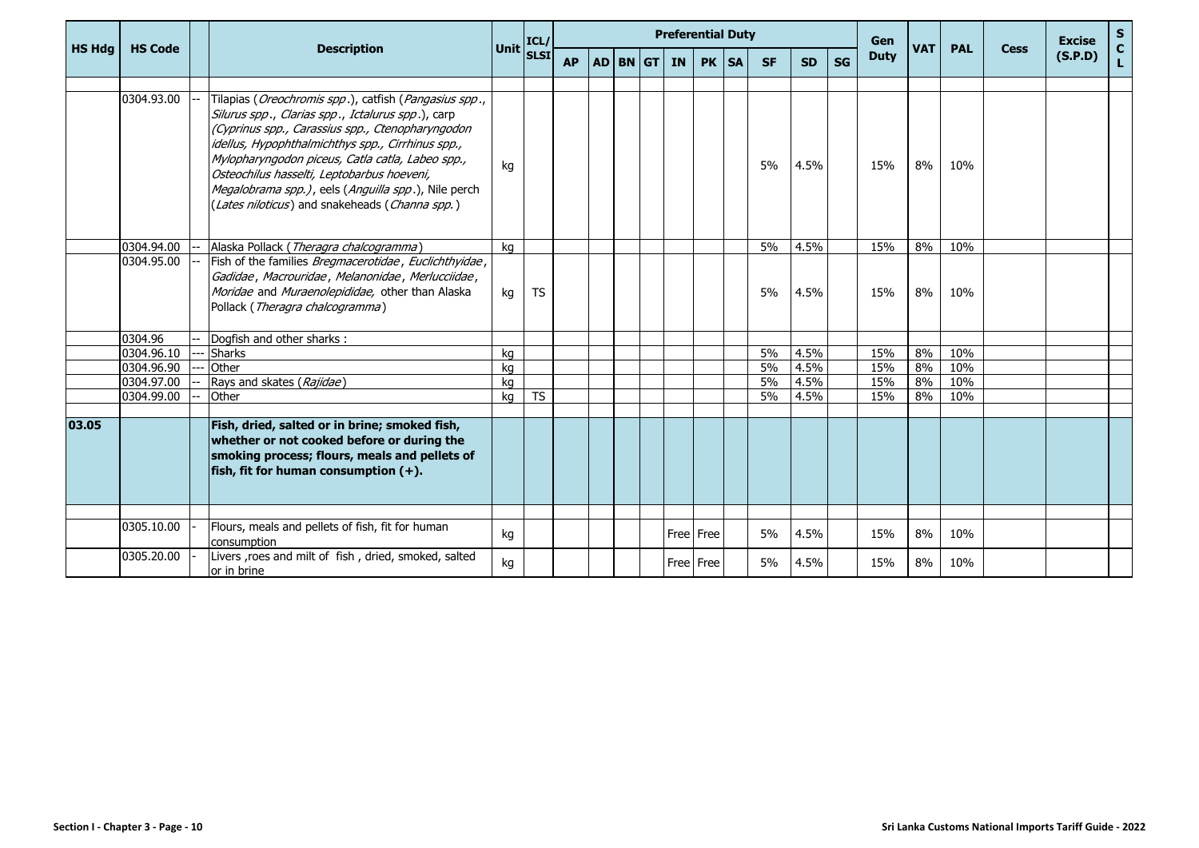| HS Hdg | HS Code | | Description | Unit | ICL/ SLSI | Preferential Duty | | | | | | | | | | Gen Duty | VAT | PAL | Cess | Excise (S.P.D) | S C L |
|---|---|---|---|---|---|---|---|---|---|---|---|---|---|---|---|---|---|---|---|---|---|
| | | | | | | AP | AD | BN | GT | IN | PK | SA | SF | SD | SG | | | | | | |
| | 0304.93.00 | -- | Tilapias (*Oreochromis spp*.), catfish (*Pangasius spp*., *Silurus spp*., *Clarias spp*., *Ictalurus spp*.), carp (*Cyprinus spp., Carassius spp., Ctenopharyngodon idellus, Hypophthalmichthys spp., Cirrhinus spp., Mylopharyngodon piceus, Catla catla, Labeo spp., Osteochilus hasselti, Leptobarbus hoeveni, Megalobrama spp.)*, eels (*Anguilla spp*.), Nile perch (*Lates niloticus*) and snakeheads (*Channa spp.*) | kg | | | | | | | | | 5% | 4.5% | | 15% | 8% | 10% | | | |
| | 0304.94.00 | -- | Alaska Pollack (*Theragra chalcogramma*) | kg | | | | | | | | | 5% | 4.5% | | 15% | 8% | 10% | | | |
| | 0304.95.00 | -- | Fish of the families *Bregmacerotidae*, *Euclichthyidae*, *Gadidae*, *Macrouridae*, *Melanonidae*, *Merlucciidae*, *Moridae* and *Muraenolepididae,* other than Alaska Pollack (*Theragra chalcogramma*) | kg | TS | | | | | | | | 5% | 4.5% | | 15% | 8% | 10% | | | |
| | 0304.96 | -- | Dogfish and other sharks : | | | | | | | | | | | | | | | | | | |
| | 0304.96.10 | --- | Sharks | kg | | | | | | | | | 5% | 4.5% | | 15% | 8% | 10% | | | |
| | 0304.96.90 | --- | Other | kg | | | | | | | | | 5% | 4.5% | | 15% | 8% | 10% | | | |
| | 0304.97.00 | -- | Rays and skates (*Rajidae*) | kg | | | | | | | | | 5% | 4.5% | | 15% | 8% | 10% | | | |
| | 0304.99.00 | -- | Other | kg | TS | | | | | | | | 5% | 4.5% | | 15% | 8% | 10% | | | |
| **03.05** | | | **Fish, dried, salted or in brine; smoked fish, whether or not cooked before or during the smoking process; flours, meals and pellets of fish, fit for human consumption (+).** | | | | | | | | | | | | | | | | | | |
| | 0305.10.00 | - | Flours, meals and pellets of fish, fit for human consumption | kg | | | | | | Free | Free | | 5% | 4.5% | | 15% | 8% | 10% | | | |
| | 0305.20.00 | - | Livers ,roes and milt of fish , dried, smoked, salted or in brine | kg | | | | | | Free | Free | | 5% | 4.5% | | 15% | 8% | 10% | | | |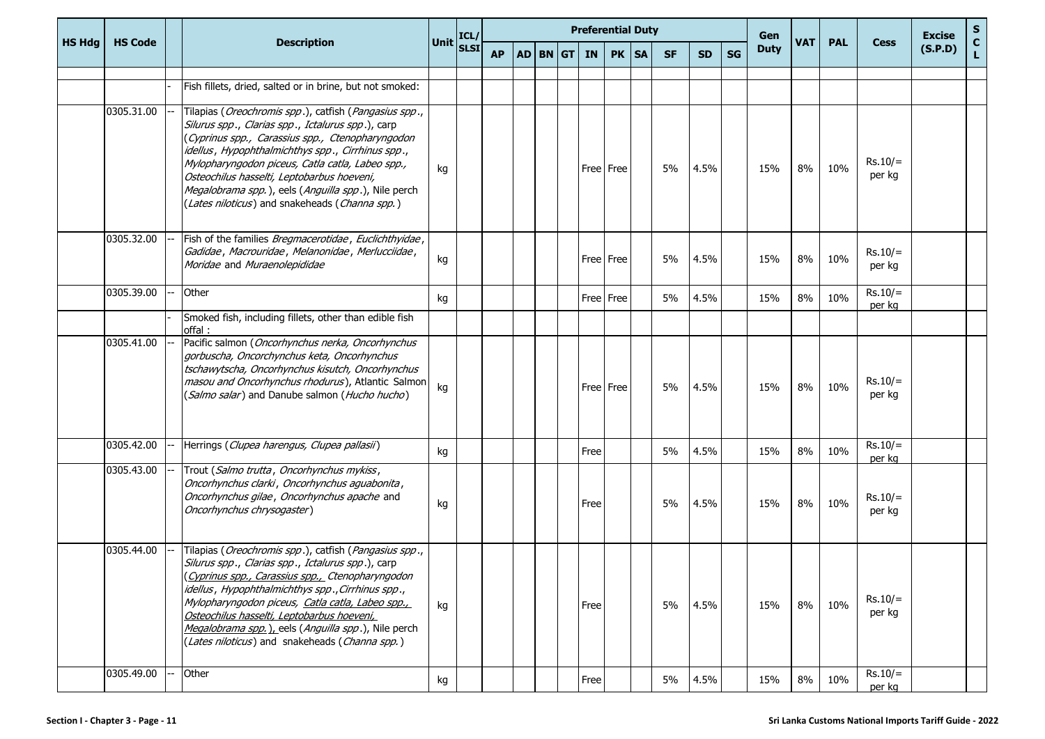| HS Hdg | HS Code | | Description | Unit | ICL/ SLSI | Preferential Duty | | | | | | | | | | Gen Duty | VAT | PAL | Cess | Excise (S.P.D) | S C L |
|---|---|---|---|---|---|---|---|---|---|---|---|---|---|---|---|---|---|---|---|---|---|
| | | | | | | AP | AD | BN | GT | IN | PK | SA | SF | SD | SG | | | | | | |
| | | - | Fish fillets, dried, salted or in brine, but not smoked: | | | | | | | | | | | | | | | | | | |
| | 0305.31.00 | -- | Tilapias (*Oreochromis spp*.), catfish (*Pangasius spp*., *Silurus spp*., *Clarias spp*., *Ictalurus spp*.), carp (*Cyprinus spp., Carassius spp., Ctenopharyngodon idellus*, *Hypophthalmichthys spp*., *Cirrhinus spp*., *Mylopharyngodon piceus, Catla catla, Labeo spp., Osteochilus hasselti, Leptobarbus hoeveni, Megalobrama spp.*), eels (*Anguilla spp*.), Nile perch (*Lates niloticus*) and snakeheads (*Channa spp.*) | kg | | | | | | Free | Free | | 5% | 4.5% | | 15% | 8% | 10% | Rs.10/= per kg | | |
| | 0305.32.00 | -- | Fish of the families *Bregmacerotidae*, *Euclichthyidae*, *Gadidae*, *Macrouridae*, *Melanonidae*, *Merlucciidae*, *Moridae* and *Muraenolepididae* | kg | | | | | | Free | Free | | 5% | 4.5% | | 15% | 8% | 10% | Rs.10/= per kg | | |
| | 0305.39.00 | -- | Other | kg | | | | | | Free | Free | | 5% | 4.5% | | 15% | 8% | 10% | Rs.10/= per kg | | |
| | | - | Smoked fish, including fillets, other than edible fish offal : | | | | | | | | | | | | | | | | | | |
| | 0305.41.00 | -- | Pacific salmon (*Oncorhynchus nerka, Oncorhynchus gorbuscha, Oncorchynchus keta, Oncorhynchus tschawytscha, Oncorhynchus kisutch, Oncorhynchus masou and Oncorhynchus rhodurus*), Atlantic Salmon (*Salmo salar*) and Danube salmon (*Hucho hucho*) | kg | | | | | | Free | Free | | 5% | 4.5% | | 15% | 8% | 10% | Rs.10/= per kg | | |
| | 0305.42.00 | -- | Herrings (*Clupea harengus, Clupea pallasii*) | kg | | | | | | Free | | | 5% | 4.5% | | 15% | 8% | 10% | Rs.10/= per kg | | |
| | 0305.43.00 | -- | Trout (*Salmo trutta*, *Oncorhynchus mykiss*, *Oncorhynchus clarki*, *Oncorhynchus aguabonita*, *Oncorhynchus gilae*, *Oncorhynchus apache* and *Oncorhynchus chrysogaster*) | kg | | | | | | Free | | | 5% | 4.5% | | 15% | 8% | 10% | Rs.10/= per kg | | |
| | 0305.44.00 | -- | Tilapias (*Oreochromis spp*.), catfish (*Pangasius spp*., *Silurus spp*., *Clarias spp*., *Ictalurus spp*.), carp (*Cyprinus spp., Carassius spp., Ctenopharyngodon idellus*, *Hypophthalmichthys spp*., *Cirrhinus spp*., *Mylopharyngodon piceus, Catla catla, Labeo spp., Osteochilus hasselti, Leptobarbus hoeveni, Megalobrama spp.*), eels (*Anguilla spp*.), Nile perch (*Lates niloticus*) and snakeheads (*Channa spp.*) | kg | | | | | | Free | | | 5% | 4.5% | | 15% | 8% | 10% | Rs.10/= per kg | | |
| | 0305.49.00 | -- | Other | kg | | | | | | Free | | | 5% | 4.5% | | 15% | 8% | 10% | Rs.10/= per kg | | |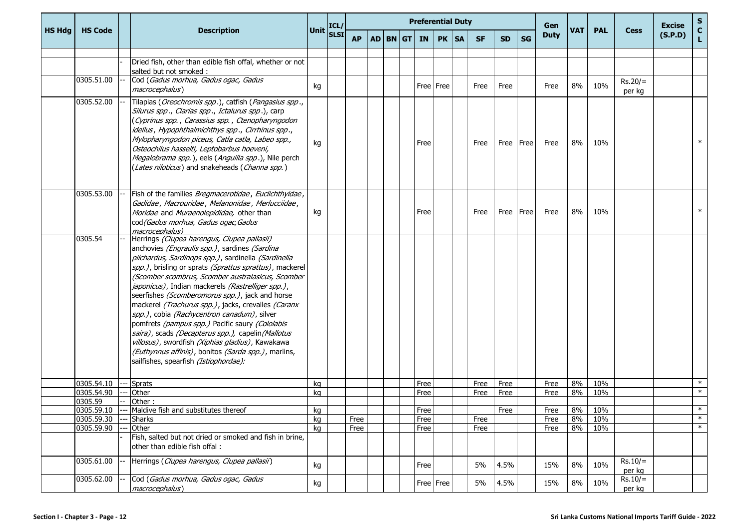| HS Hdg | HS Code | | Description | Unit | ICL/ SLSI | Preferential Duty | | | | | | | | | | Gen Duty | VAT | PAL | Cess | Excise (S.P.D) | S C L |
|---|---|---|---|---|---|---|---|---|---|---|---|---|---|---|---|---|---|---|---|---|---|
| | | | | | | AP | AD | BN | GT | IN | PK | SA | SF | SD | SG | | | | | | |
| | | - | Dried fish, other than edible fish offal, whether or not salted but not smoked : | | | | | | | | | | | | | | | | | | |
| | 0305.51.00 | -- | Cod (*Gadus morhua, Gadus ogac, Gadus macrocephalus*) | kg | | | | | | Free | Free | | Free | Free | | Free | 8% | 10% | Rs.20/= per kg | | |
| | 0305.52.00 | -- | Tilapias (*Oreochromis spp*.), catfish (*Pangasius spp*., *Silurus spp*., *Clarias spp*., *Ictalurus spp*.), carp (*Cyprinus spp.*, *Carassius spp.*, *Ctenopharyngodon idellus*, *Hypophthalmichthys spp*., *Cirrhinus spp*., *Mylopharyngodon piceus, Catla catla, Labeo spp., Osteochilus hasselti, Leptobarbus hoeveni, Megalobrama spp.*), eels (*Anguilla spp*.), Nile perch (*Lates niloticus*) and snakeheads (*Channa spp.*) | kg | | | | | | Free | | | Free | Free | Free | Free | 8% | 10% | | | * |
| | 0305.53.00 | -- | Fish of the families *Bregmacerotidae*, *Euclichthyidae*, *Gadidae*, *Macrouridae*, *Melanonidae*, *Merlucciidae*, *Moridae* and *Muraenolepididae,* other than cod*(Gadus morhua, Gadus ogac,Gadus macrocephalus)* | kg | | | | | | Free | | | Free | Free | Free | Free | 8% | 10% | | | * |
| | 0305.54 | -- | Herrings *(Clupea harengus, Clupea pallasii)* anchovies *(Engraulis spp.)*, sardines *(Sardina pilchardus, Sardinops spp.)*, sardinella *(Sardinella spp.)*, brisling or sprats *(Sprattus sprattus)*, mackerel *(Scomber scombrus, Scomber australasicus, Scomber japonicus)*, Indian mackerels *(Rastrelliger spp.)*, seerfishes *(Scomberomorus spp.)*, jack and horse mackerel *(Trachurus spp.)*, jacks, crevalles *(Caranx spp.)*, cobia *(Rachycentron canadum)*, silver pomfrets *(pampus spp.)* Pacific saury *(Cololabis saira)*, scads *(Decapterus spp.),* capelin*(Mallotus villosus)*, swordfish *(Xiphias gladius)*, Kawakawa *(Euthynnus affinis)*, bonitos *(Sarda spp.)*, marlins, sailfishes, spearfish *(Istiophordae):* | | | | | | | | | | | | | | | | | | |
| | 0305.54.10 | --- | Sprats | kg | | | | | | Free | | | Free | Free | | Free | 8% | 10% | | | * |
| | 0305.54.90 | --- | Other | kg | | | | | | Free | | | Free | Free | | Free | 8% | 10% | | | * |
| | 0305.59 | -- | Other : | | | | | | | | | | | | | | | | | | |
| | 0305.59.10 | --- | Maldive fish and substitutes thereof | kg | | | | | | Free | | | | Free | | Free | 8% | 10% | | | * |
| | 0305.59.30 | --- | Sharks | kg | | Free | | | | Free | | | Free | | | Free | 8% | 10% | | | * |
| | 0305.59.90 | --- | Other | kg | | Free | | | | Free | | | Free | | | Free | 8% | 10% | | | * |
| | | - | Fish, salted but not dried or smoked and fish in brine, other than edible fish offal : | | | | | | | | | | | | | | | | | | |
| | 0305.61.00 | -- | Herrings (*Clupea harengus, Clupea pallasii*) | kg | | | | | | Free | | | 5% | 4.5% | | 15% | 8% | 10% | Rs.10/= per kg | | |
| | 0305.62.00 | -- | Cod (*Gadus morhua, Gadus ogac, Gadus macrocephalus*) | kg | | | | | | Free | Free | | 5% | 4.5% | | 15% | 8% | 10% | Rs.10/= per kg | | |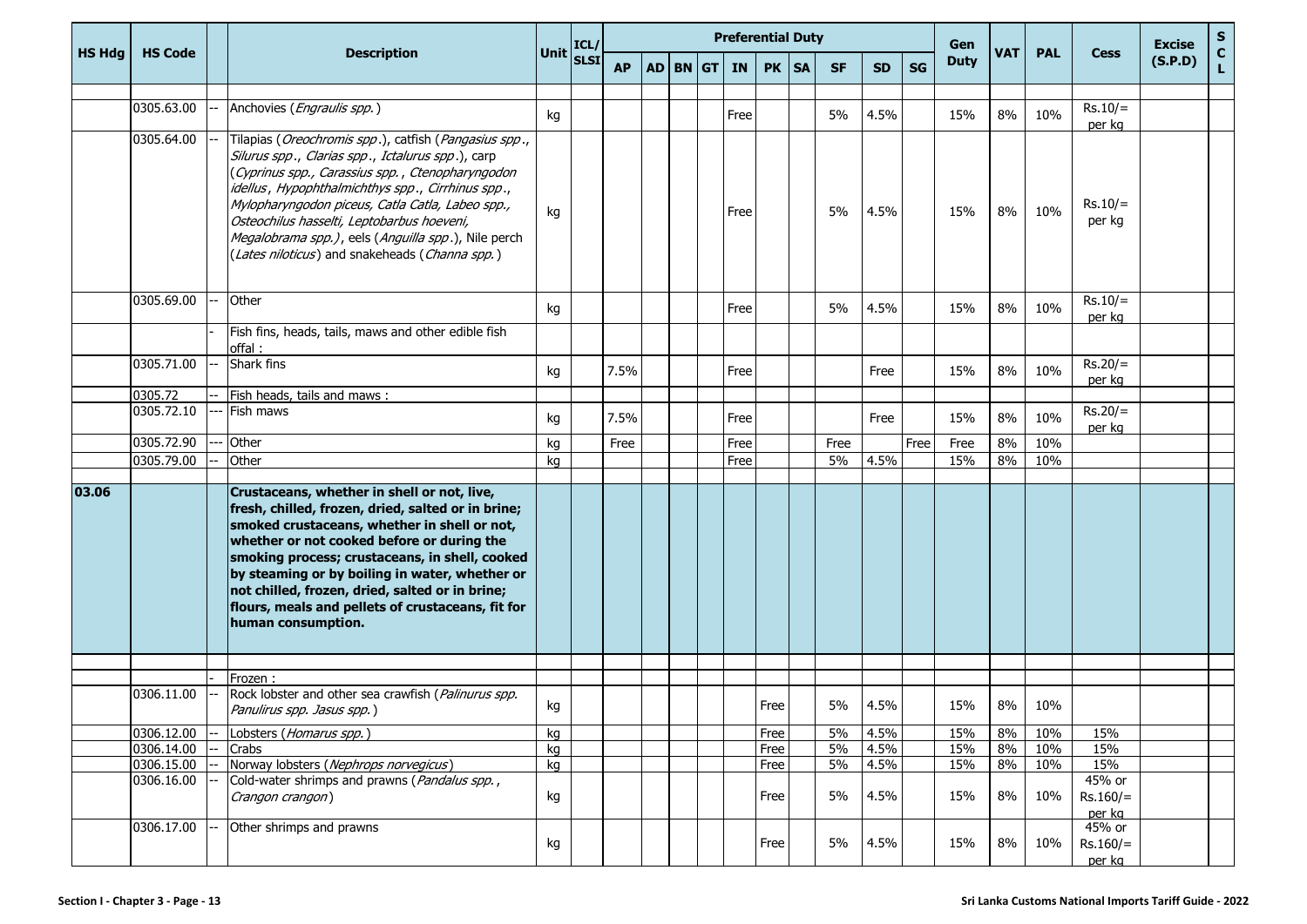| HS Hdg | HS Code | | Description | Unit | ICL/ SLSI | Preferential Duty | | | | | | | | | | | Gen Duty | VAT | PAL | Cess | Excise (S.P.D) | S C L |
|---|---|---|---|---|---|---|---|---|---|---|---|---|---|---|---|---|---|---|---|---|---|---|
| | | | | | | AP | AD | BN | GT | IN | PK | SA | SF | SD | SG | | | | | | | |
| | 0305.63.00 | -- | Anchovies (*Engraulis spp.*) | kg | | | | | | Free | | | 5% | 4.5% | | 15% | 8% | 10% | Rs.10/= per kg | | |
| | 0305.64.00 | -- | Tilapias (*Oreochromis spp*.), catfish (*Pangasius spp*., *Silurus spp*., *Clarias spp*., *Ictalurus spp*.), carp (*Cyprinus spp., Carassius spp.*, *Ctenopharyngodon idellus*, *Hypophthalmichthys spp*., *Cirrhinus spp*., *Mylopharyngodon piceus, Catla Catla, Labeo spp., Osteochilus hasselti, Leptobarbus hoeveni, Megalobrama spp.)*, eels (*Anguilla spp*.), Nile perch (*Lates niloticus*) and snakeheads (*Channa spp.*) | kg | | | | | | Free | | | 5% | 4.5% | | 15% | 8% | 10% | Rs.10/= per kg | | |
| | 0305.69.00 | -- | Other | kg | | | | | | Free | | | 5% | 4.5% | | 15% | 8% | 10% | Rs.10/= per kg | | |
| | | - | Fish fins, heads, tails, maws and other edible fish offal : | | | | | | | | | | | | | | | | | | |
| | 0305.71.00 | -- | Shark fins | kg | | 7.5% | | | | Free | | | | Free | | 15% | 8% | 10% | Rs.20/= per kg | | |
| | 0305.72 | -- | Fish heads, tails and maws : | | | | | | | | | | | | | | | | | | |
| | 0305.72.10 | --- | Fish maws | kg | | 7.5% | | | | Free | | | | Free | | 15% | 8% | 10% | Rs.20/= per kg | | |
| | 0305.72.90 | --- | Other | kg | | Free | | | | Free | | | Free | | Free | Free | 8% | 10% | | | |
| | 0305.79.00 | -- | Other | kg | | | | | | Free | | | 5% | 4.5% | | 15% | 8% | 10% | | | |
| **03.06** | | | **Crustaceans, whether in shell or not, live, fresh, chilled, frozen, dried, salted or in brine; smoked crustaceans, whether in shell or not, whether or not cooked before or during the smoking process; crustaceans, in shell, cooked by steaming or by boiling in water, whether or not chilled, frozen, dried, salted or in brine; flours, meals and pellets of crustaceans, fit for human consumption.** | | | | | | | | | | | | | | | | | | |
| | | - | Frozen : | | | | | | | | | | | | | | | | | | |
| | 0306.11.00 | -- | Rock lobster and other sea crawfish (*Palinurus spp. Panulirus spp. Jasus spp.*) | kg | | | | | | | Free | | 5% | 4.5% | | 15% | 8% | 10% | | | |
| | 0306.12.00 | -- | Lobsters (*Homarus spp.*) | kg | | | | | | | Free | | 5% | 4.5% | | 15% | 8% | 10% | 15% | | |
| | 0306.14.00 | -- | Crabs | kg | | | | | | | Free | | 5% | 4.5% | | 15% | 8% | 10% | 15% | | |
| | 0306.15.00 | -- | Norway lobsters (*Nephrops norvegicus*) | kg | | | | | | | Free | | 5% | 4.5% | | 15% | 8% | 10% | 15% | | |
| | 0306.16.00 | -- | Cold-water shrimps and prawns (*Pandalus spp.*, *Crangon crangon*) | kg | | | | | | | Free | | 5% | 4.5% | | 15% | 8% | 10% | 45% or Rs.160/= per kg | | |
| | 0306.17.00 | -- | Other shrimps and prawns | kg | | | | | | | Free | | 5% | 4.5% | | 15% | 8% | 10% | 45% or Rs.160/= per kg | | |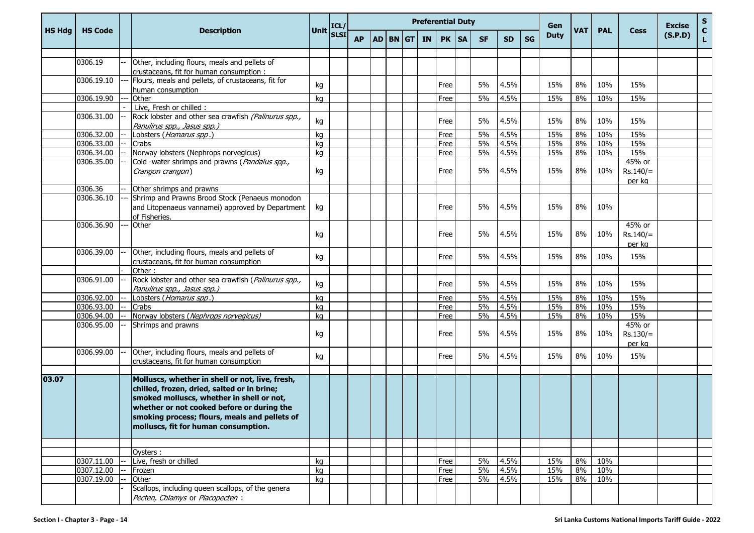| HS Hdg | HS Code | | Description | Unit | ICL/ SLSI | Preferential Duty | | | | | | | | | | Gen Duty | VAT | PAL | Cess | Excise (S.P.D) | S C L |
|---|---|---|---|---|---|---|---|---|---|---|---|---|---|---|---|---|---|---|---|---|---|
| | | | | | | AP | AD | BN | GT | IN | PK | SA | SF | SD | SG | | | | | | |
| | | | | | | | | | | | | | | | | | | | | | |
| | 0306.19 | -- | Other, including flours, meals and pellets of crustaceans, fit for human consumption : | | | | | | | | | | | | | | | | | | |
| | 0306.19.10 | --- | Flours, meals and pellets, of crustaceans, fit for human consumption | kg | | | | | | | Free | | 5% | 4.5% | | 15% | 8% | 10% | 15% | | |
| | 0306.19.90 | --- | Other | kg | | | | | | | Free | | 5% | 4.5% | | 15% | 8% | 10% | 15% | | |
| | | - | Live, Fresh or chilled : | | | | | | | | | | | | | | | | | | |
| | 0306.31.00 | -- | Rock lobster and other sea crawfish *(Palinurus spp., Panulirus spp., Jasus spp.)* | kg | | | | | | | Free | | 5% | 4.5% | | 15% | 8% | 10% | 15% | | |
| | 0306.32.00 | -- | Lobsters (*Homarus spp*.) | kg | | | | | | | Free | | 5% | 4.5% | | 15% | 8% | 10% | 15% | | |
| | 0306.33.00 | -- | Crabs | kg | | | | | | | Free | | 5% | 4.5% | | 15% | 8% | 10% | 15% | | |
| | 0306.34.00 | -- | Norway lobsters (Nephrops norvegicus) | kg | | | | | | | Free | | 5% | 4.5% | | 15% | 8% | 10% | 15% | | |
| | 0306.35.00 | -- | Cold -water shrimps and prawns (*Pandalus spp., Crangon crangon*) | kg | | | | | | | Free | | 5% | 4.5% | | 15% | 8% | 10% | 45% or Rs.140/= per kg | | |
| | 0306.36 | -- | Other shrimps and prawns | | | | | | | | | | | | | | | | | | |
| | 0306.36.10 | --- | Shrimp and Prawns Brood Stock (Penaeus monodon and Litopenaeus vannamei) approved by Department of Fisheries. | kg | | | | | | | Free | | 5% | 4.5% | | 15% | 8% | 10% | | | |
| | 0306.36.90 | --- | Other | kg | | | | | | | Free | | 5% | 4.5% | | 15% | 8% | 10% | 45% or Rs.140/= per kg | | |
| | 0306.39.00 | -- | Other, including flours, meals and pellets of crustaceans, fit for human consumption | kg | | | | | | | Free | | 5% | 4.5% | | 15% | 8% | 10% | 15% | | |
| | | - | Other : | | | | | | | | | | | | | | | | | | |
| | 0306.91.00 | -- | Rock lobster and other sea crawfish (*Palinurus spp., Panulirus spp., Jasus spp.)* | kg | | | | | | | Free | | 5% | 4.5% | | 15% | 8% | 10% | 15% | | |
| | 0306.92.00 | -- | Lobsters (*Homarus spp*.) | kg | | | | | | | Free | | 5% | 4.5% | | 15% | 8% | 10% | 15% | | |
| | 0306.93.00 | -- | Crabs | kg | | | | | | | Free | | 5% | 4.5% | | 15% | 8% | 10% | 15% | | |
| | 0306.94.00 | -- | Norway lobsters (*Nephrops norvegicus)* | kg | | | | | | | Free | | 5% | 4.5% | | 15% | 8% | 10% | 15% | | |
| | 0306.95.00 | -- | Shrimps and prawns | kg | | | | | | | Free | | 5% | 4.5% | | 15% | 8% | 10% | 45% or Rs.130/= per kg | | |
| | 0306.99.00 | -- | Other, including flours, meals and pellets of crustaceans, fit for human consumption | kg | | | | | | | Free | | 5% | 4.5% | | 15% | 8% | 10% | 15% | | |
| | | | | | | | | | | | | | | | | | | | | | |
| 03.07 | | | **Molluscs, whether in shell or not, live, fresh, chilled, frozen, dried, salted or in brine; smoked molluscs, whether in shell or not, whether or not cooked before or during the smoking process; flours, meals and pellets of molluscs, fit for human consumption.** | | | | | | | | | | | | | | | | | | |
| | | | | | | | | | | | | | | | | | | | | | |
| | | | Oysters : | | | | | | | | | | | | | | | | | | |
| | 0307.11.00 | -- | Live, fresh or chilled | kg | | | | | | | Free | | 5% | 4.5% | | 15% | 8% | 10% | | | |
| | 0307.12.00 | -- | Frozen | kg | | | | | | | Free | | 5% | 4.5% | | 15% | 8% | 10% | | | |
| | 0307.19.00 | -- | Other | kg | | | | | | | Free | | 5% | 4.5% | | 15% | 8% | 10% | | | |
| | | - | Scallops, including queen scallops, of the genera *Pecten, Chlamys* or *Placopecten* : | | | | | | | | | | | | | | | | | | |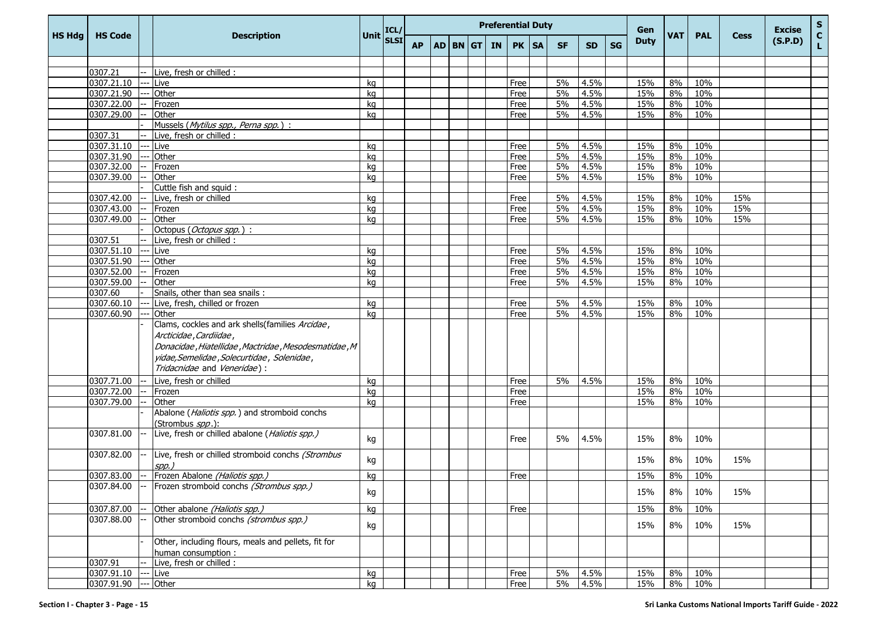| HS Hdg | HS Code | | Description | Unit | ICL/ SLSI | Preferential Duty | | | | | | | | | | Gen Duty | VAT | PAL | Cess | Excise (S.P.D) | SCL |
|---|---|---|---|---|---|---|---|---|---|---|---|---|---|---|---|---|---|---|---|---|---|
| | | | | | | AP | AD | BN | GT | IN | PK | SA | SF | SD | SG | | | | | | |
| | | | | | | | | | | | | | | | | | | | | | |
| | 0307.21 | -- | Live, fresh or chilled : | | | | | | | | | | | | | | | | | | |
| | 0307.21.10 | --- | Live | kg | | | | | | | Free | | 5% | 4.5% | | 15% | 8% | 10% | | | |
| | 0307.21.90 | --- | Other | kg | | | | | | | Free | | 5% | 4.5% | | 15% | 8% | 10% | | | |
| | 0307.22.00 | -- | Frozen | kg | | | | | | | Free | | 5% | 4.5% | | 15% | 8% | 10% | | | |
| | 0307.29.00 | -- | Other | kg | | | | | | | Free | | 5% | 4.5% | | 15% | 8% | 10% | | | |
| | | - | Mussels (*Mytilus spp., Perna spp.*) : | | | | | | | | | | | | | | | | | | |
| | 0307.31 | -- | Live, fresh or chilled : | | | | | | | | | | | | | | | | | | |
| | 0307.31.10 | --- | Live | kg | | | | | | | Free | | 5% | 4.5% | | 15% | 8% | 10% | | | |
| | 0307.31.90 | --- | Other | kg | | | | | | | Free | | 5% | 4.5% | | 15% | 8% | 10% | | | |
| | 0307.32.00 | -- | Frozen | kg | | | | | | | Free | | 5% | 4.5% | | 15% | 8% | 10% | | | |
| | 0307.39.00 | -- | Other | kg | | | | | | | Free | | 5% | 4.5% | | 15% | 8% | 10% | | | |
| | | - | Cuttle fish and squid : | | | | | | | | | | | | | | | | | | |
| | 0307.42.00 | -- | Live, fresh or chilled | kg | | | | | | | Free | | 5% | 4.5% | | 15% | 8% | 10% | 15% | | |
| | 0307.43.00 | -- | Frozen | kg | | | | | | | Free | | 5% | 4.5% | | 15% | 8% | 10% | 15% | | |
| | 0307.49.00 | -- | Other | kg | | | | | | | Free | | 5% | 4.5% | | 15% | 8% | 10% | 15% | | |
| | | - | Octopus (*Octopus spp.*) : | | | | | | | | | | | | | | | | | | |
| | 0307.51 | -- | Live, fresh or chilled : | | | | | | | | | | | | | | | | | | |
| | 0307.51.10 | --- | Live | kg | | | | | | | Free | | 5% | 4.5% | | 15% | 8% | 10% | | | |
| | 0307.51.90 | --- | Other | kg | | | | | | | Free | | 5% | 4.5% | | 15% | 8% | 10% | | | |
| | 0307.52.00 | -- | Frozen | kg | | | | | | | Free | | 5% | 4.5% | | 15% | 8% | 10% | | | |
| | 0307.59.00 | -- | Other | kg | | | | | | | Free | | 5% | 4.5% | | 15% | 8% | 10% | | | |
| | 0307.60 | - | Snails, other than sea snails : | | | | | | | | | | | | | | | | | | |
| | 0307.60.10 | --- | Live, fresh, chilled or frozen | kg | | | | | | | Free | | 5% | 4.5% | | 15% | 8% | 10% | | | |
| | 0307.60.90 | --- | Other | kg | | | | | | | Free | | 5% | 4.5% | | 15% | 8% | 10% | | | |
| | | - | Clams, cockles and ark shells(families *Arcidae*, *Arcticidae*, *Cardiidae*, *Donacidae*, *Hiatellidae*, *Mactridae*, *Mesodesmatidae*, *Myidae*, *Semelidae*, *Solecurtidae*, *Solenidae*, *Tridacnidae* and *Veneridae*) : | | | | | | | | | | | | | | | | | | |
| | 0307.71.00 | -- | Live, fresh or chilled | kg | | | | | | | Free | | 5% | 4.5% | | 15% | 8% | 10% | | | |
| | 0307.72.00 | -- | Frozen | kg | | | | | | | Free | | | | | 15% | 8% | 10% | | | |
| | 0307.79.00 | -- | Other | kg | | | | | | | Free | | | | | 15% | 8% | 10% | | | |
| | | - | Abalone (*Haliotis spp.*) and stromboid conchs (Strombus *spp*.): | | | | | | | | | | | | | | | | | | |
| | 0307.81.00 | -- | Live, fresh or chilled abalone (*Haliotis spp.)* | kg | | | | | | | Free | | 5% | 4.5% | | 15% | 8% | 10% | | | |
| | 0307.82.00 | -- | Live, fresh or chilled stromboid conchs *(Strombus spp.)* | kg | | | | | | | | | | | | 15% | 8% | 10% | 15% | | |
| | 0307.83.00 | -- | Frozen Abalone *(Haliotis spp.)* | kg | | | | | | | Free | | | | | 15% | 8% | 10% | | | |
| | 0307.84.00 | -- | Frozen stromboid conchs *(Strombus spp.)* | kg | | | | | | | | | | | | 15% | 8% | 10% | 15% | | |
| | 0307.87.00 | -- | Other abalone *(Haliotis spp.)* | kg | | | | | | | Free | | | | | 15% | 8% | 10% | | | |
| | 0307.88.00 | -- | Other stromboid conchs *(strombus spp.)* | kg | | | | | | | | | | | | 15% | 8% | 10% | 15% | | |
| | | - | Other, including flours, meals and pellets, fit for human consumption : | | | | | | | | | | | | | | | | | | |
| | 0307.91 | -- | Live, fresh or chilled : | | | | | | | | | | | | | | | | | | |
| | 0307.91.10 | --- | Live | kg | | | | | | | Free | | 5% | 4.5% | | 15% | 8% | 10% | | | |
| | 0307.91.90 | --- | Other | kg | | | | | | | Free | | 5% | 4.5% | | 15% | 8% | 10% | | | |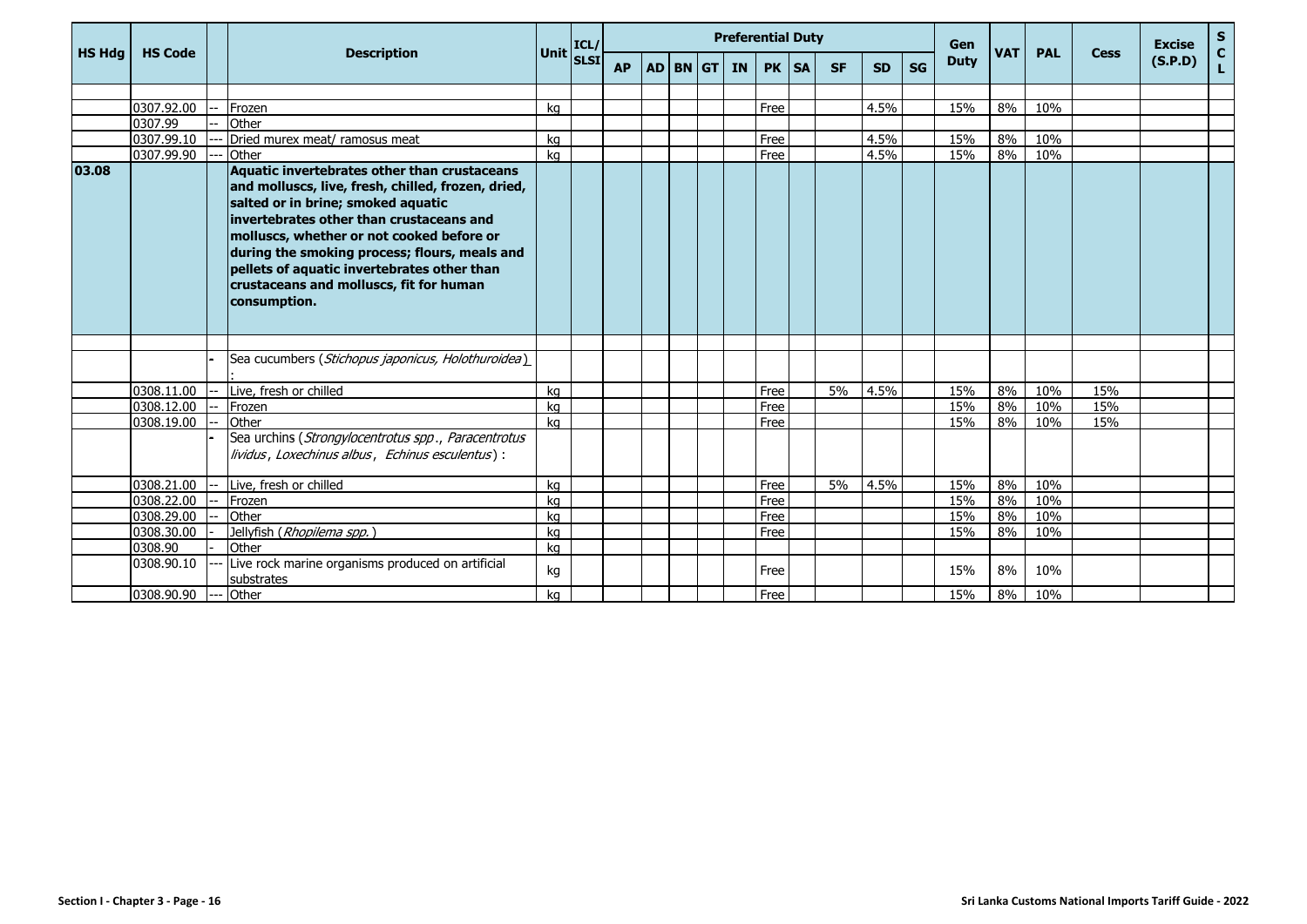| HS Hdg | HS Code | | Description | Unit | ICL/ SLSI | Preferential Duty | | | | | | | | | | Gen Duty | VAT | PAL | Cess | Excise (S.P.D) | S C L |
|---|---|---|---|---|---|---|---|---|---|---|---|---|---|---|---|---|---|---|---|---|---|
| | | | | | | AP | AD | BN | GT | IN | PK | SA | SF | SD | SG | | | | | | |
| | | | | | | | | | | | | | | | | | | | | | |
| | 0307.92.00 | -- | Frozen | kg | | | | | | | Free | | | 4.5% | | 15% | 8% | 10% | | | |
| | 0307.99 | -- | Other | | | | | | | | | | | | | | | | | | |
| | 0307.99.10 | --- | Dried murex meat/ ramosus meat | kg | | | | | | | Free | | | 4.5% | | 15% | 8% | 10% | | | |
| | 0307.99.90 | --- | Other | kg | | | | | | | Free | | | 4.5% | | 15% | 8% | 10% | | | |
| **03.08** | | | **Aquatic invertebrates other than crustaceans and molluscs, live, fresh, chilled, frozen, dried, salted or in brine; smoked aquatic invertebrates other than crustaceans and molluscs, whether or not cooked before or during the smoking process; flours, meals and pellets of aquatic invertebrates other than crustaceans and molluscs, fit for human consumption.** | | | | | | | | | | | | | | | | | | |
| | | | | | | | | | | | | | | | | | | | | | |
| | | - | Sea cucumbers (*Stichopus japonicus, Holothuroidea*) : | | | | | | | | | | | | | | | | | | |
| | 0308.11.00 | -- | Live, fresh or chilled | kg | | | | | | | Free | | 5% | 4.5% | | 15% | 8% | 10% | 15% | | |
| | 0308.12.00 | -- | Frozen | kg | | | | | | | Free | | | | | 15% | 8% | 10% | 15% | | |
| | 0308.19.00 | -- | Other | kg | | | | | | | Free | | | | | 15% | 8% | 10% | 15% | | |
| | | - | Sea urchins (*Strongylocentrotus spp*., *Paracentrotus lividus*, *Loxechinus albus*, *Echinus esculentus*) : | | | | | | | | | | | | | | | | | | |
| | 0308.21.00 | -- | Live, fresh or chilled | kg | | | | | | | Free | | 5% | 4.5% | | 15% | 8% | 10% | | | |
| | 0308.22.00 | -- | Frozen | kg | | | | | | | Free | | | | | 15% | 8% | 10% | | | |
| | 0308.29.00 | -- | Other | kg | | | | | | | Free | | | | | 15% | 8% | 10% | | | |
| | 0308.30.00 | - | Jellyfish (*Rhopilema spp.*) | kg | | | | | | | Free | | | | | 15% | 8% | 10% | | | |
| | 0308.90 | - | Other | kg | | | | | | | | | | | | | | | | | |
| | 0308.90.10 | --- | Live rock marine organisms produced on artificial substrates | kg | | | | | | | Free | | | | | 15% | 8% | 10% | | | |
| | 0308.90.90 | --- | Other | kg | | | | | | | Free | | | | | 15% | 8% | 10% | | | |